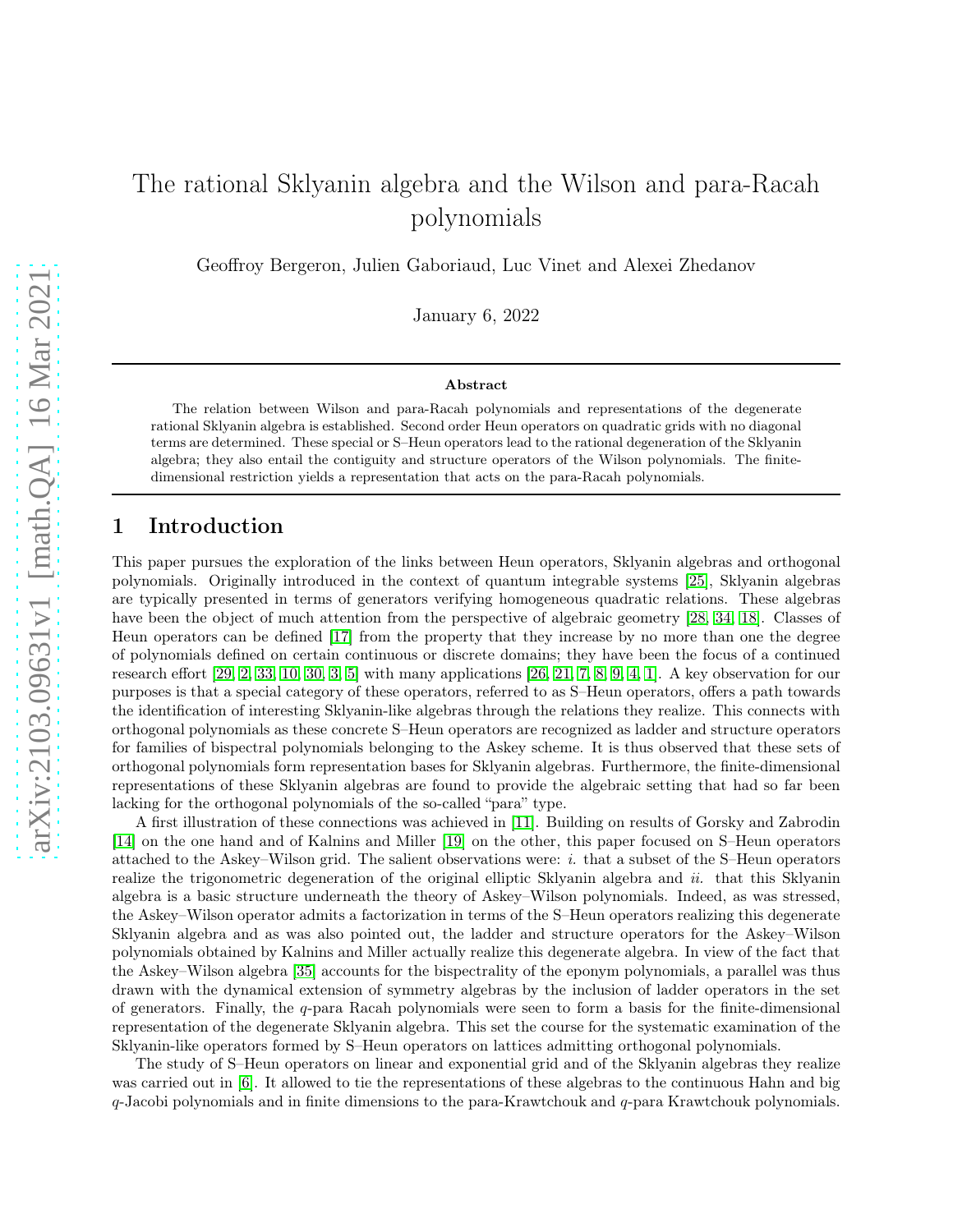# The rational Sklyanin algebra and the Wilson and para-Racah polynomials

Geoffroy Bergeron, Julien Gaboriaud, Luc Vinet and Alexei Zhedanov

January 6, 2022

**Abstract**

The relation between Wilson and para-Racah polynomials and representations of the degenerate rational Sklyanin algebra is established. Second order Heun operators on quadratic grids with no diagonal terms are determined. These special or S–Heun operators lead to the rational degeneration of the Sklyanin algebra; they also entail the contiguity and structure operators of the Wilson polynomials. The finite-dimensional restriction yields a representation that acts on the para-Racah polynomials.

## 1 Introduction

This paper pursues the exploration of the links between Heun operators, Sklyanin algebras and orthogonal polynomials. Originally introduced in the context of quantum integrable systems [25], Sklyanin algebras are typically presented in terms of generators verifying homogeneous quadratic relations. These algebras have been the object of much attention from the perspective of algebraic geometry [28, 34, 18]. Classes of Heun operators can be defined [17] from the property that they increase by no more than one the degree of polynomials defined on certain continuous or discrete domains; they have been the focus of a continued research effort [29, 2, 33, 10, 30, 3, 5] with many applications [26, 21, 7, 8, 9, 4, 1]. A key observation for our purposes is that a special category of these operators, referred to as S–Heun operators, offers a path towards the identification of interesting Sklyanin-like algebras through the relations they realize. This connects with orthogonal polynomials as these concrete S–Heun operators are recognized as ladder and structure operators for families of bispectral polynomials belonging to the Askey scheme. It is thus observed that these sets of orthogonal polynomials form representation bases for Sklyanin algebras. Furthermore, the finite-dimensional representations of these Sklyanin algebras are found to provide the algebraic setting that had so far been lacking for the orthogonal polynomials of the so-called "para" type.

A first illustration of these connections was achieved in [11]. Building on results of Gorsky and Zabrodin [14] on the one hand and of Kalnins and Miller [19] on the other, this paper focused on S–Heun operators attached to the Askey–Wilson grid. The salient observations were: *i.* that a subset of the S–Heun operators realize the trigonometric degeneration of the original elliptic Sklyanin algebra and *ii.* that this Sklyanin algebra is a basic structure underneath the theory of Askey–Wilson polynomials. Indeed, as was stressed, the Askey–Wilson operator admits a factorization in terms of the S–Heun operators realizing this degenerate Sklyanin algebra and as was also pointed out, the ladder and structure operators for the Askey–Wilson polynomials obtained by Kalnins and Miller actually realize this degenerate algebra. In view of the fact that the Askey–Wilson algebra [35] accounts for the bispectrality of the eponym polynomials, a parallel was thus drawn with the dynamical extension of symmetry algebras by the inclusion of ladder operators in the set of generators. Finally, the $q$-para Racah polynomials were seen to form a basis for the finite-dimensional representation of the degenerate Sklyanin algebra. This set the course for the systematic examination of the Sklyanin-like operators formed by S–Heun operators on lattices admitting orthogonal polynomials.

The study of S–Heun operators on linear and exponential grid and of the Sklyanin algebras they realize was carried out in [6]. It allowed to tie the representations of these algebras to the continuous Hahn and big $q$-Jacobi polynomials and in finite dimensions to the para-Krawtchouk and $q$-para Krawtchouk polynomials.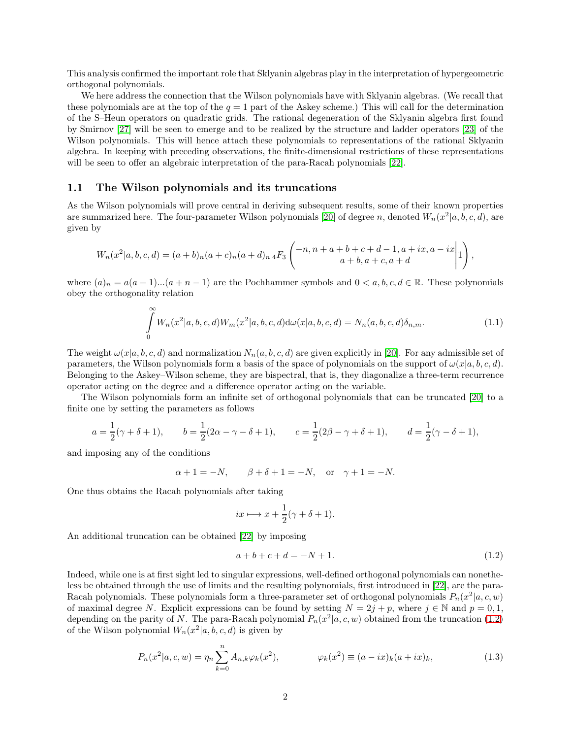This analysis confirmed the important role that Sklyanin algebras play in the interpretation of hypergeometric orthogonal polynomials.

We here address the connection that the Wilson polynomials have with Sklyanin algebras. (We recall that these polynomials are at the top of the $q = 1$ part of the Askey scheme.) This will call for the determination of the S–Heun operators on quadratic grids. The rational degeneration of the Sklyanin algebra first found by Smirnov [27] will be seen to emerge and to be realized by the structure and ladder operators [23] of the Wilson polynomials. This will hence attach these polynomials to representations of the rational Sklyanin algebra. In keeping with preceding observations, the finite-dimensional restrictions of these representations will be seen to offer an algebraic interpretation of the para-Racah polynomials [22].

### 1.1 The Wilson polynomials and its truncations

As the Wilson polynomials will prove central in deriving subsequent results, some of their known properties are summarized here. The four-parameter Wilson polynomials [20] of degree $n$, denoted $W_n(x^2|a,b,c,d)$, are given by

$$W_n(x^2|a,b,c,d) = (a+b)_n(a+c)_n(a+d)_n\, {}_4F_3\left(\left.\begin{matrix}-n, n+a+b+c+d-1, a+ix, a-ix\\ a+b, a+c, a+d\end{matrix}\right|1\right),$$

where $(a)_n = a(a+1)...(a+n-1)$ are the Pochhammer symbols and $0 < a,b,c,d \in \mathbb{R}$. These polynomials obey the orthogonality relation

$$\int_0^\infty W_n(x^2|a,b,c,d)W_m(x^2|a,b,c,d)\mathrm{d}\omega(x|a,b,c,d) = N_n(a,b,c,d)\delta_{n,m}. \tag{1.1}$$

The weight $\omega(x|a,b,c,d)$ and normalization $N_n(a,b,c,d)$ are given explicitly in [20]. For any admissible set of parameters, the Wilson polynomials form a basis of the space of polynomials on the support of $\omega(x|a,b,c,d)$. Belonging to the Askey–Wilson scheme, they are bispectral, that is, they diagonalize a three-term recurrence operator acting on the degree and a difference operator acting on the variable.

The Wilson polynomials form an infinite set of orthogonal polynomials that can be truncated [20] to a finite one by setting the parameters as follows

$$a = \frac{1}{2}(\gamma+\delta+1), \qquad b = \frac{1}{2}(2\alpha-\gamma-\delta+1), \qquad c = \frac{1}{2}(2\beta-\gamma+\delta+1), \qquad d = \frac{1}{2}(\gamma-\delta+1),$$

and imposing any of the conditions

$$\alpha+1=-N, \qquad \beta+\delta+1=-N, \quad \text{or} \quad \gamma+1=-N.$$

One thus obtains the Racah polynomials after taking

$$ix \longmapsto x + \frac{1}{2}(\gamma+\delta+1).$$

An additional truncation can be obtained [22] by imposing

$$a+b+c+d = -N+1. \tag{1.2}$$

Indeed, while one is at first sight led to singular expressions, well-defined orthogonal polynomials can nonetheless be obtained through the use of limits and the resulting polynomials, first introduced in [22], are the para-Racah polynomials. These polynomials form a three-parameter set of orthogonal polynomials $P_n(x^2|a,c,w)$ of maximal degree $N$. Explicit expressions can be found by setting $N = 2j + p$, where $j \in \mathbb{N}$ and $p = 0, 1$, depending on the parity of $N$. The para-Racah polynomial $P_n(x^2|a,c,w)$ obtained from the truncation (1.2) of the Wilson polynomial $W_n(x^2|a,b,c,d)$ is given by

$$P_n(x^2|a,c,w) = \eta_n \sum_{k=0}^{n} A_{n,k}\varphi_k(x^2), \qquad \varphi_k(x^2) \equiv (a-ix)_k(a+ix)_k, \tag{1.3}$$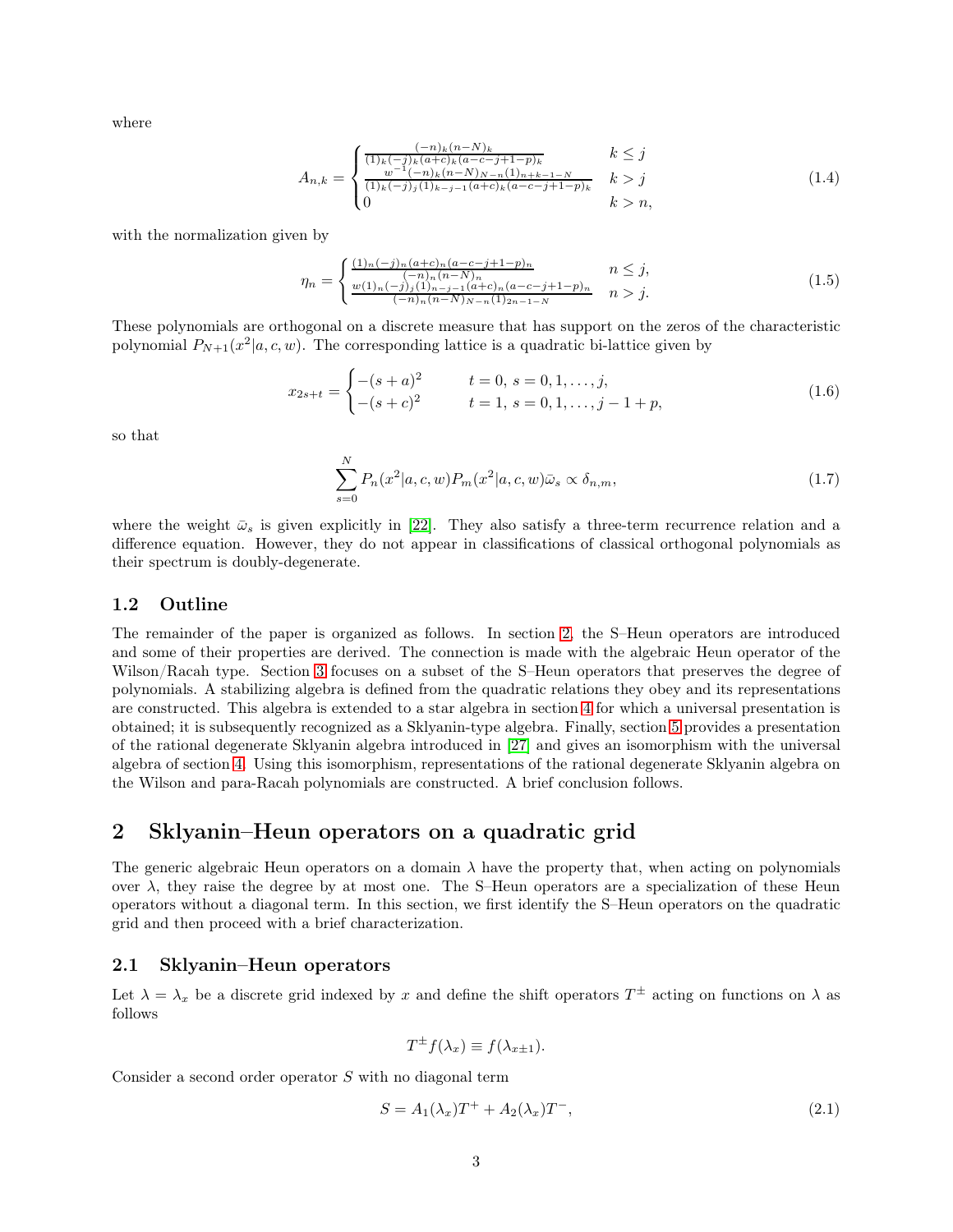where

$$A_{n,k} = \begin{cases} \frac{(-n)_k (n-N)_k}{(1)_k (-j)_k (a+c)_k (a-c-j+1-p)_k} & k \leq j \\ \frac{w^{-1} (-n)_k (n-N)_{N-n} (1)_{n+k-1-N}}{(1)_k (-j)_j (1)_{k-j-1} (a+c)_k (a-c-j+1-p)_k} & k > j \\ 0 & k > n, \end{cases} \tag{1.4}$$

with the normalization given by

$$\eta_n = \begin{cases} \frac{(1)_n (-j)_n (a+c)_n (a-c-j+1-p)_n}{(-n)_n (n-N)_n} & n \leq j, \\ \frac{w (1)_n (-j)_j (1)_{n-j-1} (a+c)_n (a-c-j+1-p)_n}{(-n)_n (n-N)_{N-n} (1)_{2n-1-N}} & n > j. \end{cases} \tag{1.5}$$

These polynomials are orthogonal on a discrete measure that has support on the zeros of the characteristic polynomial $P_{N+1}(x^2|a,c,w)$. The corresponding lattice is a quadratic bi-lattice given by

$$x_{2s+t} = \begin{cases} -(s+a)^2 & t = 0,\ s = 0, 1, \ldots, j, \\ -(s+c)^2 & t = 1,\ s = 0, 1, \ldots, j-1+p, \end{cases} \tag{1.6}$$

so that

$$\sum_{s=0}^{N} P_n(x^2|a,c,w) P_m(x^2|a,c,w) \bar{\omega}_s \propto \delta_{n,m}, \tag{1.7}$$

where the weight $\bar{\omega}_s$ is given explicitly in [22]. They also satisfy a three-term recurrence relation and a difference equation. However, they do not appear in classifications of classical orthogonal polynomials as their spectrum is doubly-degenerate.

## 1.2 Outline

The remainder of the paper is organized as follows. In section 2, the S–Heun operators are introduced and some of their properties are derived. The connection is made with the algebraic Heun operator of the Wilson/Racah type. Section 3 focuses on a subset of the S–Heun operators that preserves the degree of polynomials. A stabilizing algebra is defined from the quadratic relations they obey and its representations are constructed. This algebra is extended to a star algebra in section 4 for which a universal presentation is obtained; it is subsequently recognized as a Sklyanin-type algebra. Finally, section 5 provides a presentation of the rational degenerate Sklyanin algebra introduced in [27] and gives an isomorphism with the universal algebra of section 4. Using this isomorphism, representations of the rational degenerate Sklyanin algebra on the Wilson and para-Racah polynomials are constructed. A brief conclusion follows.

# 2 Sklyanin–Heun operators on a quadratic grid

The generic algebraic Heun operators on a domain $\lambda$ have the property that, when acting on polynomials over $\lambda$, they raise the degree by at most one. The S–Heun operators are a specialization of these Heun operators without a diagonal term. In this section, we first identify the S–Heun operators on the quadratic grid and then proceed with a brief characterization.

## 2.1 Sklyanin–Heun operators

Let $\lambda = \lambda_x$ be a discrete grid indexed by $x$ and define the shift operators $T^{\pm}$ acting on functions on $\lambda$ as follows

$$T^{\pm} f(\lambda_x) \equiv f(\lambda_{x\pm 1}).$$

Consider a second order operator $S$ with no diagonal term

$$S = A_1(\lambda_x) T^+ + A_2(\lambda_x) T^-, \tag{2.1}$$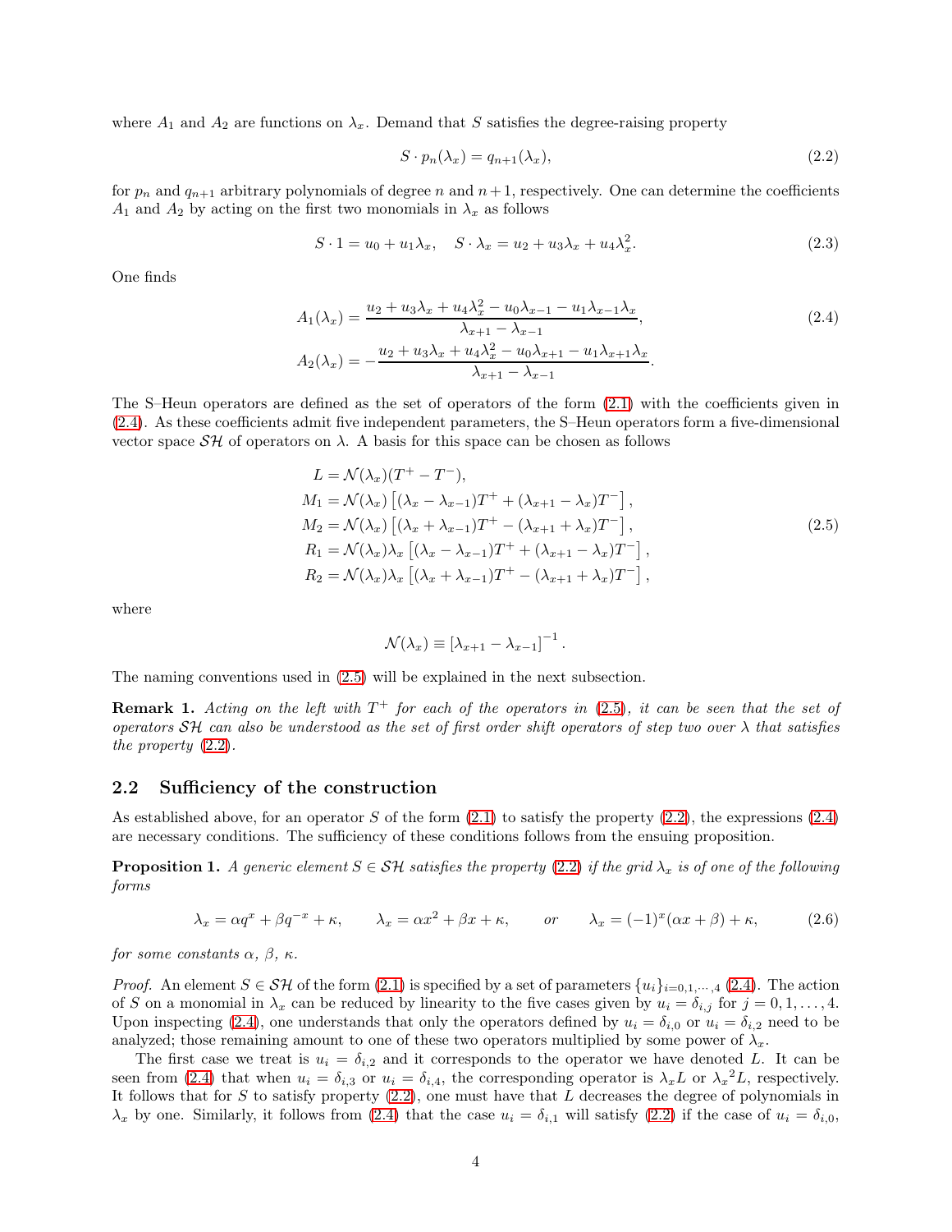where $A_1$ and $A_2$ are functions on $\lambda_x$. Demand that $S$ satisfies the degree-raising property

$$S \cdot p_n(\lambda_x) = q_{n+1}(\lambda_x), \tag{2.2}$$

for $p_n$ and $q_{n+1}$ arbitrary polynomials of degree $n$ and $n+1$, respectively. One can determine the coefficients $A_1$ and $A_2$ by acting on the first two monomials in $\lambda_x$ as follows

$$S \cdot 1 = u_0 + u_1\lambda_x, \quad S \cdot \lambda_x = u_2 + u_3\lambda_x + u_4\lambda_x^2. \tag{2.3}$$

One finds

$$\begin{aligned}
A_1(\lambda_x) &= \frac{u_2 + u_3\lambda_x + u_4\lambda_x^2 - u_0\lambda_{x-1} - u_1\lambda_{x-1}\lambda_x}{\lambda_{x+1} - \lambda_{x-1}}, \\
A_2(\lambda_x) &= -\frac{u_2 + u_3\lambda_x + u_4\lambda_x^2 - u_0\lambda_{x+1} - u_1\lambda_{x+1}\lambda_x}{\lambda_{x+1} - \lambda_{x-1}}.
\end{aligned} \tag{2.4}$$

The S–Heun operators are defined as the set of operators of the form (2.1) with the coefficients given in (2.4). As these coefficients admit five independent parameters, the S–Heun operators form a five-dimensional vector space $\mathcal{SH}$ of operators on $\lambda$. A basis for this space can be chosen as follows

$$\begin{aligned}
L &= \mathcal{N}(\lambda_x)(T^+ - T^-), \\
M_1 &= \mathcal{N}(\lambda_x)\left[(\lambda_x - \lambda_{x-1})T^+ + (\lambda_{x+1} - \lambda_x)T^-\right], \\
M_2 &= \mathcal{N}(\lambda_x)\left[(\lambda_x + \lambda_{x-1})T^+ - (\lambda_{x+1} + \lambda_x)T^-\right], \\
R_1 &= \mathcal{N}(\lambda_x)\lambda_x\left[(\lambda_x - \lambda_{x-1})T^+ + (\lambda_{x+1} - \lambda_x)T^-\right], \\
R_2 &= \mathcal{N}(\lambda_x)\lambda_x\left[(\lambda_x + \lambda_{x-1})T^+ - (\lambda_{x+1} + \lambda_x)T^-\right],
\end{aligned} \tag{2.5}$$

where

$$\mathcal{N}(\lambda_x) \equiv \left[\lambda_{x+1} - \lambda_{x-1}\right]^{-1}.$$

The naming conventions used in (2.5) will be explained in the next subsection.

**Remark 1.** *Acting on the left with $T^+$ for each of the operators in (2.5), it can be seen that the set of operators $\mathcal{SH}$ can also be understood as the set of first order shift operators of step two over $\lambda$ that satisfies the property (2.2).*

## 2.2 Sufficiency of the construction

As established above, for an operator $S$ of the form (2.1) to satisfy the property (2.2), the expressions (2.4) are necessary conditions. The sufficiency of these conditions follows from the ensuing proposition.

**Proposition 1.** *A generic element $S \in \mathcal{SH}$ satisfies the property (2.2) if the grid $\lambda_x$ is of one of the following forms*

$$\lambda_x = \alpha q^x + \beta q^{-x} + \kappa, \qquad \lambda_x = \alpha x^2 + \beta x + \kappa, \qquad \text{or} \qquad \lambda_x = (-1)^x(\alpha x + \beta) + \kappa, \tag{2.6}$$

*for some constants $\alpha$, $\beta$, $\kappa$.*

*Proof.* An element $S \in \mathcal{SH}$ of the form (2.1) is specified by a set of parameters $\{u_i\}_{i=0,1,\cdots,4}$ (2.4). The action of $S$ on a monomial in $\lambda_x$ can be reduced by linearity to the five cases given by $u_i = \delta_{i,j}$ for $j = 0, 1, \ldots, 4$. Upon inspecting (2.4), one understands that only the operators defined by $u_i = \delta_{i,0}$ or $u_i = \delta_{i,2}$ need to be analyzed; those remaining amount to one of these two operators multiplied by some power of $\lambda_x$.

The first case we treat is $u_i = \delta_{i,2}$ and it corresponds to the operator we have denoted $L$. It can be seen from (2.4) that when $u_i = \delta_{i,3}$ or $u_i = \delta_{i,4}$, the corresponding operator is $\lambda_x L$ or ${\lambda_x}^2 L$, respectively. It follows that for $S$ to satisfy property (2.2), one must have that $L$ decreases the degree of polynomials in $\lambda_x$ by one. Similarly, it follows from (2.4) that the case $u_i = \delta_{i,1}$ will satisfy (2.2) if the case of $u_i = \delta_{i,0}$,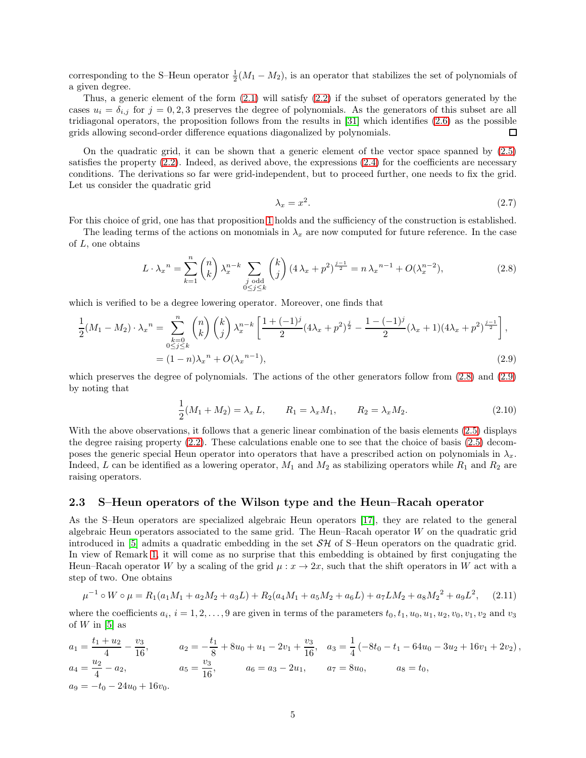corresponding to the S–Heun operator $\frac{1}{2}(M_1 - M_2)$, is an operator that stabilizes the set of polynomials of a given degree.

Thus, a generic element of the form (2.1) will satisfy (2.2) if the subset of operators generated by the cases $u_i = \delta_{i,j}$ for $j = 0, 2, 3$ preserves the degree of polynomials. As the generators of this subset are all tridiagonal operators, the proposition follows from the results in [31] which identifies (2.6) as the possible grids allowing second-order difference equations diagonalized by polynomials. □

On the quadratic grid, it can be shown that a generic element of the vector space spanned by (2.5) satisfies the property (2.2). Indeed, as derived above, the expressions (2.4) for the coefficients are necessary conditions. The derivations so far were grid-independent, but to proceed further, one needs to fix the grid. Let us consider the quadratic grid

$$\lambda_x = x^2. \tag{2.7}$$

For this choice of grid, one has that proposition 1 holds and the sufficiency of the construction is established.

The leading terms of the actions on monomials in $\lambda_x$ are now computed for future reference. In the case of $L$, one obtains

$$L \cdot \lambda_x{}^n = \sum_{k=1}^{n} \binom{n}{k} \lambda_x^{n-k} \sum_{\substack{j \text{ odd} \\ 0 \le j \le k}} \binom{k}{j} (4\,\lambda_x + p^2)^{\frac{j-1}{2}} = n\,\lambda_x{}^{n-1} + O(\lambda_x^{n-2}), \tag{2.8}$$

which is verified to be a degree lowering operator. Moreover, one finds that

$$\begin{aligned}\frac{1}{2}(M_1 - M_2) \cdot \lambda_x{}^n &= \sum_{\substack{k=0 \\ 0 \le j \le k}}^{n} \binom{n}{k}\binom{k}{j} \lambda_x^{n-k} \left[\frac{1+(-1)^j}{2}(4\lambda_x + p^2)^{\frac{j}{2}} - \frac{1-(-1)^j}{2}(\lambda_x + 1)(4\lambda_x + p^2)^{\frac{j-1}{2}}\right], \\ &= (1-n)\lambda_x{}^n + O(\lambda_x{}^{n-1}),\end{aligned} \tag{2.9}$$

which preserves the degree of polynomials. The actions of the other generators follow from (2.8) and (2.9) by noting that

$$\frac{1}{2}(M_1 + M_2) = \lambda_x\, L, \qquad R_1 = \lambda_x M_1, \qquad R_2 = \lambda_x M_2. \tag{2.10}$$

With the above observations, it follows that a generic linear combination of the basis elements (2.5) displays the degree raising property (2.2). These calculations enable one to see that the choice of basis (2.5) decomposes the generic special Heun operator into operators that have a prescribed action on polynomials in $\lambda_x$. Indeed, $L$ can be identified as a lowering operator, $M_1$ and $M_2$ as stabilizing operators while $R_1$ and $R_2$ are raising operators.

### 2.3 S–Heun operators of the Wilson type and the Heun–Racah operator

As the S–Heun operators are specialized algebraic Heun operators [17], they are related to the general algebraic Heun operators associated to the same grid. The Heun–Racah operator $W$ on the quadratic grid introduced in [5] admits a quadratic embedding in the set $\mathcal{SH}$ of S–Heun operators on the quadratic grid. In view of Remark 1, it will come as no surprise that this embedding is obtained by first conjugating the Heun–Racah operator $W$ by a scaling of the grid $\mu : x \to 2x$, such that the shift operators in $W$ act with a step of two. One obtains

$$\mu^{-1} \circ W \circ \mu = R_1(a_1 M_1 + a_2 M_2 + a_3 L) + R_2(a_4 M_1 + a_5 M_2 + a_6 L) + a_7 L M_2 + a_8 {M_2}^2 + a_9 L^2, \tag{2.11}$$

where the coefficients $a_i$, $i = 1, 2, \ldots, 9$ are given in terms of the parameters $t_0, t_1, u_0, u_1, u_2, v_0, v_1, v_2$ and $v_3$ of $W$ in [5] as

$$a_1 = \frac{t_1 + u_2}{4} - \frac{v_3}{16}, \qquad a_2 = -\frac{t_1}{8} + 8u_0 + u_1 - 2v_1 + \frac{v_3}{16}, \quad a_3 = \frac{1}{4}\left(-8t_0 - t_1 - 64u_0 - 3u_2 + 16v_1 + 2v_2\right),$$

$$a_4 = \frac{u_2}{4} - a_2, \qquad a_5 = \frac{v_3}{16}, \qquad a_6 = a_3 - 2u_1, \qquad a_7 = 8u_0, \qquad a_8 = t_0,$$

$$a_9 = -t_0 - 24u_0 + 16v_0.$$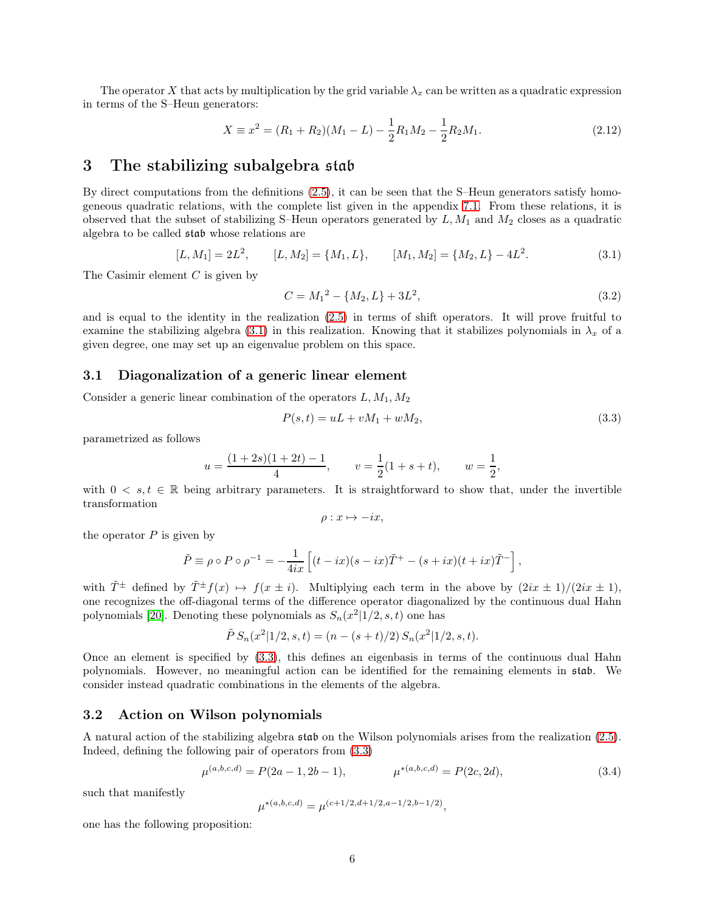The operator $X$ that acts by multiplication by the grid variable $\lambda_x$ can be written as a quadratic expression in terms of the S–Heun generators:

$$X \equiv x^2 = (R_1 + R_2)(M_1 - L) - \frac{1}{2}R_1M_2 - \frac{1}{2}R_2M_1. \tag{2.12}$$

# 3 The stabilizing subalgebra $\mathfrak{stab}$

By direct computations from the definitions (2.5), it can be seen that the S–Heun generators satisfy homogeneous quadratic relations, with the complete list given in the appendix 7.1. From these relations, it is observed that the subset of stabilizing S–Heun operators generated by $L, M_1$ and $M_2$ closes as a quadratic algebra to be called $\mathfrak{stab}$ whose relations are

$$[L, M_1] = 2L^2, \qquad [L, M_2] = \{M_1, L\}, \qquad [M_1, M_2] = \{M_2, L\} - 4L^2. \tag{3.1}$$

The Casimir element $C$ is given by

$$C = {M_1}^2 - \{M_2, L\} + 3L^2, \tag{3.2}$$

and is equal to the identity in the realization (2.5) in terms of shift operators. It will prove fruitful to examine the stabilizing algebra (3.1) in this realization. Knowing that it stabilizes polynomials in $\lambda_x$ of a given degree, one may set up an eigenvalue problem on this space.

## 3.1 Diagonalization of a generic linear element

Consider a generic linear combination of the operators $L, M_1, M_2$

$$P(s,t) = uL + vM_1 + wM_2, \tag{3.3}$$

parametrized as follows

$$u = \frac{(1+2s)(1+2t)-1}{4}, \qquad v = \frac{1}{2}(1+s+t), \qquad w = \frac{1}{2},$$

with $0 < s, t \in \mathbb{R}$ being arbitrary parameters. It is straightforward to show that, under the invertible transformation

$$\rho : x \mapsto -ix,$$

the operator $P$ is given by

$$\tilde{P} \equiv \rho \circ P \circ \rho^{-1} = -\frac{1}{4ix}\left[(t-ix)(s-ix)\tilde{T}^+ - (s+ix)(t+ix)\tilde{T}^-\right],$$

with $\tilde{T}^\pm$ defined by $\tilde{T}^\pm f(x) \mapsto f(x \pm i)$. Multiplying each term in the above by $(2ix \pm 1)/(2ix \pm 1)$, one recognizes the off-diagonal terms of the difference operator diagonalized by the continuous dual Hahn polynomials [20]. Denoting these polynomials as $S_n(x^2|1/2, s, t)$ one has

$$\tilde{P}\, S_n(x^2|1/2, s, t) = (n - (s+t)/2)\, S_n(x^2|1/2, s, t).$$

Once an element is specified by (3.3), this defines an eigenbasis in terms of the continuous dual Hahn polynomials. However, no meaningful action can be identified for the remaining elements in $\mathfrak{stab}$. We consider instead quadratic combinations in the elements of the algebra.

## 3.2 Action on Wilson polynomials

A natural action of the stabilizing algebra $\mathfrak{stab}$ on the Wilson polynomials arises from the realization (2.5). Indeed, defining the following pair of operators from (3.3)

$$\mu^{(a,b,c,d)} = P(2a-1, 2b-1), \qquad \mu^{*(a,b,c,d)} = P(2c, 2d), \tag{3.4}$$

such that manifestly

$$\mu^{*(a,b,c,d)} = \mu^{(c+1/2, d+1/2, a-1/2, b-1/2)},$$

one has the following proposition: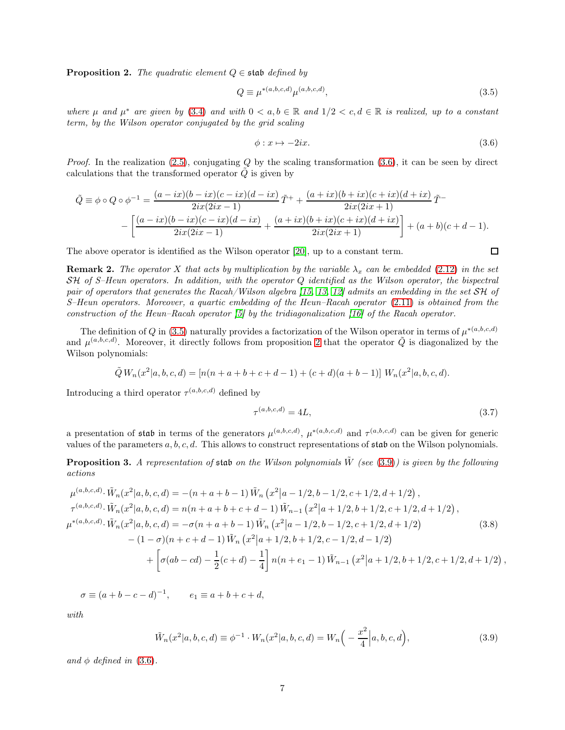**Proposition 2.** *The quadratic element $Q \in \mathfrak{stab}$ defined by*

$$Q \equiv \mu^{*(a,b,c,d)}\mu^{(a,b,c,d)}, \tag{3.5}$$

*where $\mu$ and $\mu^*$ are given by (3.4) and with $0 < a, b \in \mathbb{R}$ and $1/2 < c, d \in \mathbb{R}$ is realized, up to a constant term, by the Wilson operator conjugated by the grid scaling*

$$\phi : x \mapsto -2ix. \tag{3.6}$$

*Proof.* In the realization (2.5), conjugating $Q$ by the scaling transformation (3.6), it can be seen by direct calculations that the transformed operator $\tilde{Q}$ is given by

$$\begin{aligned}\tilde{Q} \equiv \phi \circ Q \circ \phi^{-1} = \frac{(a-ix)(b-ix)(c-ix)(d-ix)}{2ix(2ix-1)}\,\tilde{T}^{+} + \frac{(a+ix)(b+ix)(c+ix)(d+ix)}{2ix(2ix+1)}\,\tilde{T}^{-} \\ - \left[\frac{(a-ix)(b-ix)(c-ix)(d-ix)}{2ix(2ix-1)} + \frac{(a+ix)(b+ix)(c+ix)(d+ix)}{2ix(2ix+1)}\right] + (a+b)(c+d-1).\end{aligned}$$

The above operator is identified as the Wilson operator [20], up to a constant term. □

**Remark 2.** *The operator $X$ that acts by multiplication by the variable $\lambda_x$ can be embedded (2.12) in the set $\mathcal{SH}$ of S–Heun operators. In addition, with the operator $Q$ identified as the Wilson operator, the bispectral pair of operators that generates the Racah/Wilson algebra [15, 13, 12] admits an embedding in the set $\mathcal{SH}$ of S–Heun operators. Moreover, a quartic embedding of the Heun–Racah operator (2.11) is obtained from the construction of the Heun–Racah operator [5] by the tridiagonalization [16] of the Racah operator.*

The definition of $Q$ in (3.5) naturally provides a factorization of the Wilson operator in terms of $\mu^{*(a,b,c,d)}$ and $\mu^{(a,b,c,d)}$. Moreover, it directly follows from proposition 2 that the operator $\tilde{Q}$ is diagonalized by the Wilson polynomials:

$$\tilde{Q}\,W_n(x^2|a,b,c,d) = \left[n(n+a+b+c+d-1) + (c+d)(a+b-1)\right]\,W_n(x^2|a,b,c,d).$$

Introducing a third operator $\tau^{(a,b,c,d)}$ defined by

$$\tau^{(a,b,c,d)} = 4L, \tag{3.7}$$

a presentation of $\mathfrak{stab}$ in terms of the generators $\mu^{(a,b,c,d)}$, $\mu^{*(a,b,c,d)}$ and $\tau^{(a,b,c,d)}$ can be given for generic values of the parameters $a, b, c, d$. This allows to construct representations of $\mathfrak{stab}$ on the Wilson polynomials.

**Proposition 3.** *A representation of $\mathfrak{stab}$ on the Wilson polynomials $\tilde{W}$ (see (3.9)) is given by the following actions*

$$\begin{aligned}
\mu^{(a,b,c,d)}\cdot \tilde{W}_n(x^2|a,b,c,d) &= -(n+a+b-1)\,\tilde{W}_n\left(x^2\middle|a-1/2,b-1/2,c+1/2,d+1/2\right), \\
\tau^{(a,b,c,d)}\cdot \tilde{W}_n(x^2|a,b,c,d) &= n(n+a+b+c+d-1)\,\tilde{W}_{n-1}\left(x^2\middle|a+1/2,b+1/2,c+1/2,d+1/2\right), \\
\mu^{*(a,b,c,d)}\cdot \tilde{W}_n(x^2|a,b,c,d) &= -\sigma(n+a+b-1)\,\tilde{W}_n\left(x^2\middle|a-1/2,b-1/2,c+1/2,d+1/2\right) \\
&\quad - (1-\sigma)(n+c+d-1)\,\tilde{W}_n\left(x^2\middle|a+1/2,b+1/2,c-1/2,d-1/2\right) \\
&\quad + \left[\sigma(ab-cd) - \frac{1}{2}(c+d) - \frac{1}{4}\right] n(n+e_1-1)\,\tilde{W}_{n-1}\left(x^2\middle|a+1/2,b+1/2,c+1/2,d+1/2\right),
\end{aligned} \tag{3.8}$$

$$\sigma \equiv (a+b-c-d)^{-1}, \qquad e_1 \equiv a+b+c+d,$$

*with*

$$\tilde{W}_n(x^2|a,b,c,d) \equiv \phi^{-1}\cdot W_n(x^2|a,b,c,d) = W_n\Big(-\frac{x^2}{4}\Big|a,b,c,d\Big), \tag{3.9}$$

*and $\phi$ defined in (3.6).*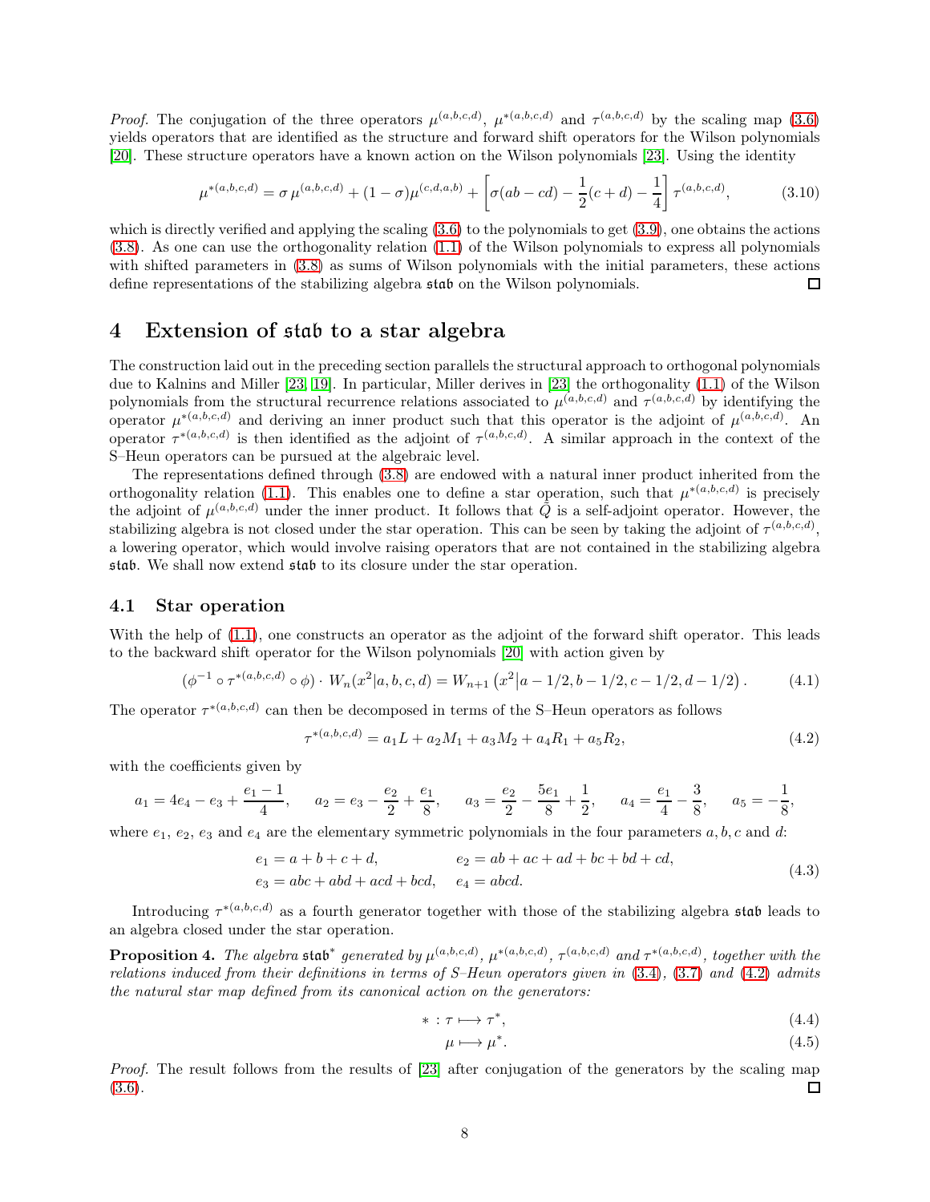*Proof.* The conjugation of the three operators $\mu^{(a,b,c,d)}$, $\mu^{*(a,b,c,d)}$ and $\tau^{(a,b,c,d)}$ by the scaling map (3.6) yields operators that are identified as the structure and forward shift operators for the Wilson polynomials [20]. These structure operators have a known action on the Wilson polynomials [23]. Using the identity

$$\mu^{*(a,b,c,d)} = \sigma\,\mu^{(a,b,c,d)} + (1-\sigma)\mu^{(c,d,a,b)} + \left[\sigma(ab-cd) - \frac{1}{2}(c+d) - \frac{1}{4}\right]\tau^{(a,b,c,d)}, \tag{3.10}$$

which is directly verified and applying the scaling (3.6) to the polynomials to get (3.9), one obtains the actions (3.8). As one can use the orthogonality relation (1.1) of the Wilson polynomials to express all polynomials with shifted parameters in (3.8) as sums of Wilson polynomials with the initial parameters, these actions define representations of the stabilizing algebra $\mathfrak{stab}$ on the Wilson polynomials. □

# 4 Extension of $\mathfrak{stab}$ to a star algebra

The construction laid out in the preceding section parallels the structural approach to orthogonal polynomials due to Kalnins and Miller [23, 19]. In particular, Miller derives in [23] the orthogonality (1.1) of the Wilson polynomials from the structural recurrence relations associated to $\mu^{(a,b,c,d)}$ and $\tau^{(a,b,c,d)}$ by identifying the operator $\mu^{*(a,b,c,d)}$ and deriving an inner product such that this operator is the adjoint of $\mu^{(a,b,c,d)}$. An operator $\tau^{*(a,b,c,d)}$ is then identified as the adjoint of $\tau^{(a,b,c,d)}$. A similar approach in the context of the S–Heun operators can be pursued at the algebraic level.

The representations defined through (3.8) are endowed with a natural inner product inherited from the orthogonality relation (1.1). This enables one to define a star operation, such that $\mu^{*(a,b,c,d)}$ is precisely the adjoint of $\mu^{(a,b,c,d)}$ under the inner product. It follows that $\tilde{Q}$ is a self-adjoint operator. However, the stabilizing algebra is not closed under the star operation. This can be seen by taking the adjoint of $\tau^{(a,b,c,d)}$, a lowering operator, which would involve raising operators that are not contained in the stabilizing algebra $\mathfrak{stab}$. We shall now extend $\mathfrak{stab}$ to its closure under the star operation.

## 4.1 Star operation

With the help of (1.1), one constructs an operator as the adjoint of the forward shift operator. This leads to the backward shift operator for the Wilson polynomials [20] with action given by

$$(\phi^{-1}\circ\tau^{*(a,b,c,d)}\circ\phi)\cdot W_n(x^2|a,b,c,d) = W_{n+1}\left(x^2|a-1/2, b-1/2, c-1/2, d-1/2\right). \tag{4.1}$$

The operator $\tau^{*(a,b,c,d)}$ can then be decomposed in terms of the S–Heun operators as follows

$$\tau^{*(a,b,c,d)} = a_1 L + a_2 M_1 + a_3 M_2 + a_4 R_1 + a_5 R_2, \tag{4.2}$$

with the coefficients given by

$$a_1 = 4e_4 - e_3 + \frac{e_1 - 1}{4}, \quad a_2 = e_3 - \frac{e_2}{2} + \frac{e_1}{8}, \quad a_3 = \frac{e_2}{2} - \frac{5e_1}{8} + \frac{1}{2}, \quad a_4 = \frac{e_1}{4} - \frac{3}{8}, \quad a_5 = -\frac{1}{8},$$

where $e_1$, $e_2$, $e_3$ and $e_4$ are the elementary symmetric polynomials in the four parameters $a, b, c$ and $d$:

$$\begin{aligned} e_1 &= a+b+c+d, & e_2 &= ab+ac+ad+bc+bd+cd, \\ e_3 &= abc+abd+acd+bcd, & e_4 &= abcd. \end{aligned} \tag{4.3}$$

Introducing $\tau^{*(a,b,c,d)}$ as a fourth generator together with those of the stabilizing algebra $\mathfrak{stab}$ leads to an algebra closed under the star operation.

**Proposition 4.** *The algebra $\mathfrak{stab}^*$ generated by $\mu^{(a,b,c,d)}$, $\mu^{*(a,b,c,d)}$, $\tau^{(a,b,c,d)}$ and $\tau^{*(a,b,c,d)}$, together with the relations induced from their definitions in terms of S–Heun operators given in (3.4), (3.7) and (4.2) admits the natural star map defined from its canonical action on the generators:*

$$* : \tau \longmapsto \tau^*, \tag{4.4}$$

$$\mu \longmapsto \mu^*. \tag{4.5}$$

*Proof.* The result follows from the results of [23] after conjugation of the generators by the scaling map (3.6). □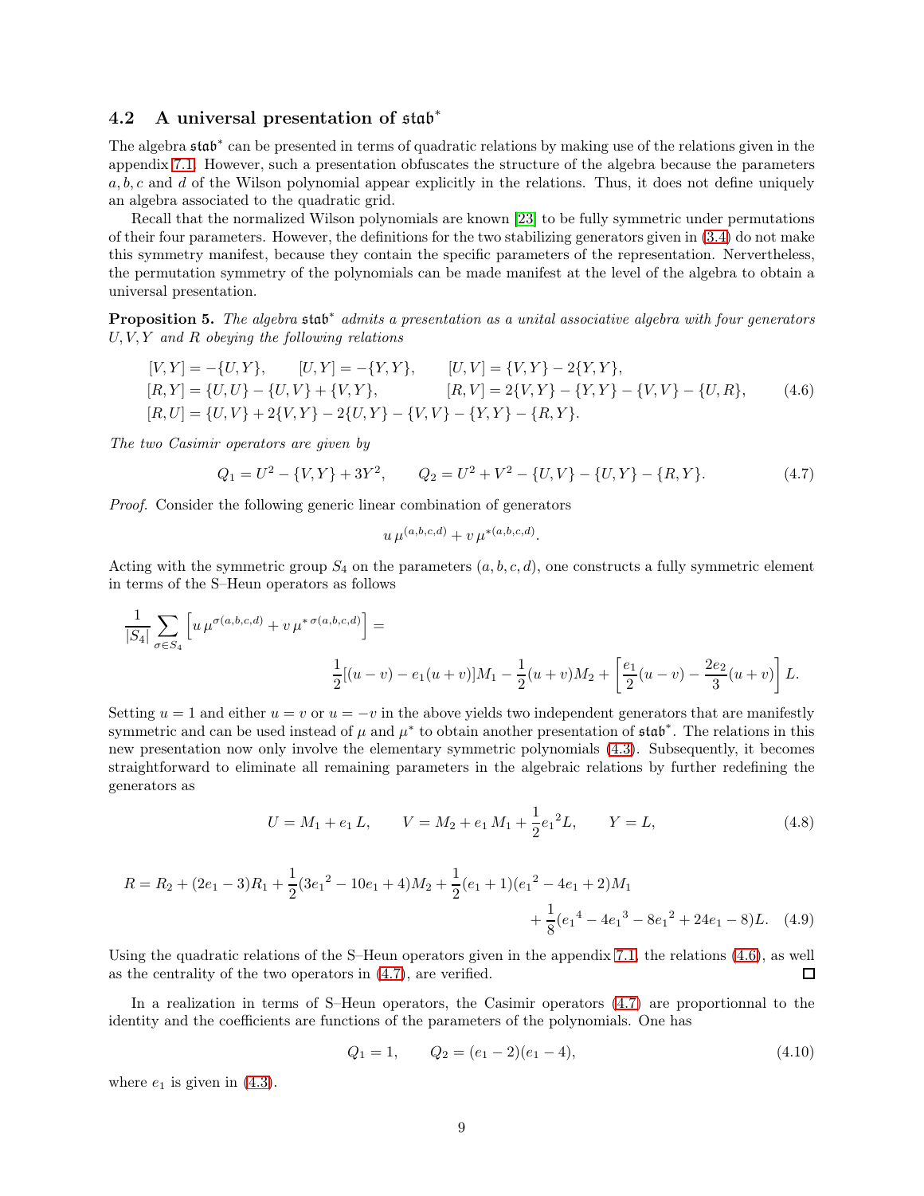### 4.2 A universal presentation of $\mathfrak{stab}^*$

The algebra $\mathfrak{stab}^*$ can be presented in terms of quadratic relations by making use of the relations given in the appendix 7.1. However, such a presentation obfuscates the structure of the algebra because the parameters $a, b, c$ and $d$ of the Wilson polynomial appear explicitly in the relations. Thus, it does not define uniquely an algebra associated to the quadratic grid.

Recall that the normalized Wilson polynomials are known [23] to be fully symmetric under permutations of their four parameters. However, the definitions for the two stabilizing generators given in (3.4) do not make this symmetry manifest, because they contain the specific parameters of the representation. Nervertheless, the permutation symmetry of the polynomials can be made manifest at the level of the algebra to obtain a universal presentation.

**Proposition 5.** *The algebra $\mathfrak{stab}^*$ admits a presentation as a unital associative algebra with four generators $U, V, Y$ and $R$ obeying the following relations*

$$
\begin{aligned}
&[V,Y] = -\{U,Y\}, \qquad [U,Y] = -\{Y,Y\}, \qquad [U,V] = \{V,Y\} - 2\{Y,Y\},\\
&[R,Y] = \{U,U\} - \{U,V\} + \{V,Y\}, \qquad [R,V] = 2\{V,Y\} - \{Y,Y\} - \{V,V\} - \{U,R\},\\
&[R,U] = \{U,V\} + 2\{V,Y\} - 2\{U,Y\} - \{V,V\} - \{Y,Y\} - \{R,Y\}.
\end{aligned}
\tag{4.6}
$$

*The two Casimir operators are given by*

$$
Q_1 = U^2 - \{V,Y\} + 3Y^2, \qquad Q_2 = U^2 + V^2 - \{U,V\} - \{U,Y\} - \{R,Y\}. \tag{4.7}
$$

*Proof.* Consider the following generic linear combination of generators

$$
u\,\mu^{(a,b,c,d)} + v\,\mu^{*(a,b,c,d)}.
$$

Acting with the symmetric group $S_4$ on the parameters $(a, b, c, d)$, one constructs a fully symmetric element in terms of the S–Heun operators as follows

$$
\frac{1}{|S_4|}\sum_{\sigma\in S_4}\left[u\,\mu^{\sigma(a,b,c,d)} + v\,\mu^{*\,\sigma(a,b,c,d)}\right] =
\frac{1}{2}[(u-v) - e_1(u+v)]M_1 - \frac{1}{2}(u+v)M_2 + \left[\frac{e_1}{2}(u-v) - \frac{2e_2}{3}(u+v)\right]L.
$$

Setting $u = 1$ and either $u = v$ or $u = -v$ in the above yields two independent generators that are manifestly symmetric and can be used instead of $\mu$ and $\mu^*$ to obtain another presentation of $\mathfrak{stab}^*$. The relations in this new presentation now only involve the elementary symmetric polynomials (4.3). Subsequently, it becomes straightforward to eliminate all remaining parameters in the algebraic relations by further redefining the generators as

$$
U = M_1 + e_1\,L, \qquad V = M_2 + e_1\,M_1 + \frac{1}{2}{e_1}^2 L, \qquad Y = L, \tag{4.8}
$$

$$
R = R_2 + (2e_1 - 3)R_1 + \frac{1}{2}(3{e_1}^2 - 10e_1 + 4)M_2 + \frac{1}{2}(e_1+1)({e_1}^2 - 4e_1 + 2)M_1 + \frac{1}{8}({e_1}^4 - 4{e_1}^3 - 8{e_1}^2 + 24e_1 - 8)L. \tag{4.9}
$$

Using the quadratic relations of the S–Heun operators given in the appendix 7.1, the relations (4.6), as well as the centrality of the two operators in (4.7), are verified. □

In a realization in terms of S–Heun operators, the Casimir operators (4.7) are proportionnal to the identity and the coefficients are functions of the parameters of the polynomials. One has

$$
Q_1 = 1, \qquad Q_2 = (e_1 - 2)(e_1 - 4), \tag{4.10}
$$

where $e_1$ is given in (4.3).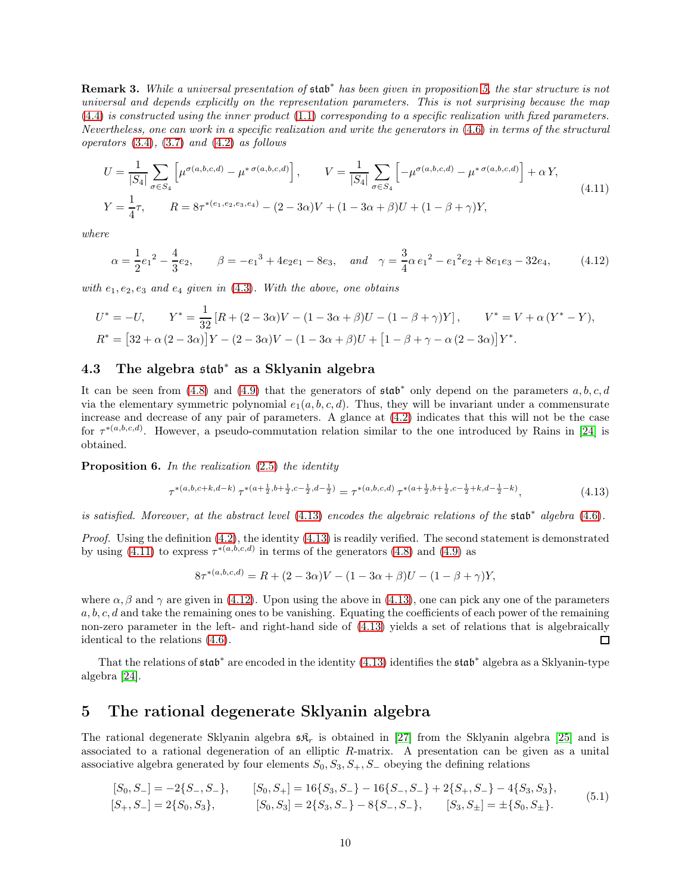**Remark 3.** *While a universal presentation of $\mathfrak{stab}^*$ has been given in proposition 5, the star structure is not universal and depends explicitly on the representation parameters. This is not surprising because the map (4.4) is constructed using the inner product (1.1) corresponding to a specific realization with fixed parameters. Nevertheless, one can work in a specific realization and write the generators in (4.6) in terms of the structural operators (3.4), (3.7) and (4.2) as follows*

$$
\begin{aligned}
&U = \frac{1}{|S_4|}\sum_{\sigma\in S_4}\left[\mu^{\sigma(a,b,c,d)} - \mu^{*\,\sigma(a,b,c,d)}\right], \qquad V = \frac{1}{|S_4|}\sum_{\sigma\in S_4}\left[-\mu^{\sigma(a,b,c,d)} - \mu^{*\,\sigma(a,b,c,d)}\right] + \alpha\, Y,\\
&Y = \frac{1}{4}\tau, \qquad R = 8\tau^{*(e_1,e_2,e_3,e_4)} - (2-3\alpha)V + (1-3\alpha+\beta)U + (1-\beta+\gamma)Y,
\end{aligned}
\tag{4.11}
$$

*where*

$$
\alpha = \frac{1}{2}{e_1}^2 - \frac{4}{3}e_2, \qquad \beta = -{e_1}^3 + 4e_2e_1 - 8e_3, \quad \text{and} \quad \gamma = \frac{3}{4}\alpha\, {e_1}^2 - {e_1}^2 e_2 + 8e_1e_3 - 32e_4,
\tag{4.12}
$$

*with $e_1, e_2, e_3$ and $e_4$ given in (4.3). With the above, one obtains*

$$
\begin{aligned}
&U^* = -U, \qquad Y^* = \frac{1}{32}\left[R + (2-3\alpha)V - (1-3\alpha+\beta)U - (1-\beta+\gamma)Y\right], \qquad V^* = V + \alpha\,(Y^* - Y),\\
&R^* = \left[32 + \alpha\,(2-3\alpha)\right]Y - (2-3\alpha)V - (1-3\alpha+\beta)U + \left[1-\beta+\gamma-\alpha\,(2-3\alpha)\right]Y^*.
\end{aligned}
$$

### 4.3 The algebra $\mathfrak{stab}^*$ as a Sklyanin algebra

It can be seen from (4.8) and (4.9) that the generators of $\mathfrak{stab}^*$ only depend on the parameters $a, b, c, d$ via the elementary symmetric polynomial $e_1(a, b, c, d)$. Thus, they will be invariant under a commensurate increase and decrease of any pair of parameters. A glance at (4.2) indicates that this will not be the case for $\tau^{*(a,b,c,d)}$. However, a pseudo-commutation relation similar to the one introduced by Rains in [24] is obtained.

**Proposition 6.** *In the realization (2.5) the identity*

$$
\tau^{*(a,b,c+k,d-k)}\,\tau^{*(a+\frac{1}{2},b+\frac{1}{2},c-\frac{1}{2},d-\frac{1}{2})} = \tau^{*(a,b,c,d)}\,\tau^{*(a+\frac{1}{2},b+\frac{1}{2},c-\frac{1}{2}+k,d-\frac{1}{2}-k)},
\tag{4.13}
$$

*is satisfied. Moreover, at the abstract level (4.13) encodes the algebraic relations of the $\mathfrak{stab}^*$ algebra (4.6).*

*Proof.* Using the definition (4.2), the identity (4.13) is readily verified. The second statement is demonstrated by using (4.11) to express $\tau^{*(a,b,c,d)}$ in terms of the generators (4.8) and (4.9) as

$$
8\tau^{*(a,b,c,d)} = R + (2-3\alpha)V - (1-3\alpha+\beta)U - (1-\beta+\gamma)Y,
$$

where $\alpha, \beta$ and $\gamma$ are given in (4.12). Upon using the above in (4.13), one can pick any one of the parameters $a, b, c, d$ and take the remaining ones to be vanishing. Equating the coefficients of each power of the remaining non-zero parameter in the left- and right-hand side of (4.13) yields a set of relations that is algebraically identical to the relations (4.6). $\square$

That the relations of $\mathfrak{stab}^*$ are encoded in the identity (4.13) identifies the $\mathfrak{stab}^*$ algebra as a Sklyanin-type algebra [24].

## 5 The rational degenerate Sklyanin algebra

The rational degenerate Sklyanin algebra $\mathfrak{sK}_r$ is obtained in [27] from the Sklyanin algebra [25] and is associated to a rational degeneration of an elliptic $R$-matrix. A presentation can be given as a unital associative algebra generated by four elements $S_0, S_3, S_+, S_-$ obeying the defining relations

$$
\begin{aligned}
&[S_0, S_-] = -2\{S_-, S_-\}, \qquad [S_0, S_+] = 16\{S_3, S_-\} - 16\{S_-, S_-\} + 2\{S_+, S_-\} - 4\{S_3, S_3\},\\
&[S_+, S_-] = 2\{S_0, S_3\}, \qquad [S_0, S_3] = 2\{S_3, S_-\} - 8\{S_-, S_-\}, \qquad [S_3, S_\pm] = \pm\{S_0, S_\pm\}.
\end{aligned}
\tag{5.1}
$$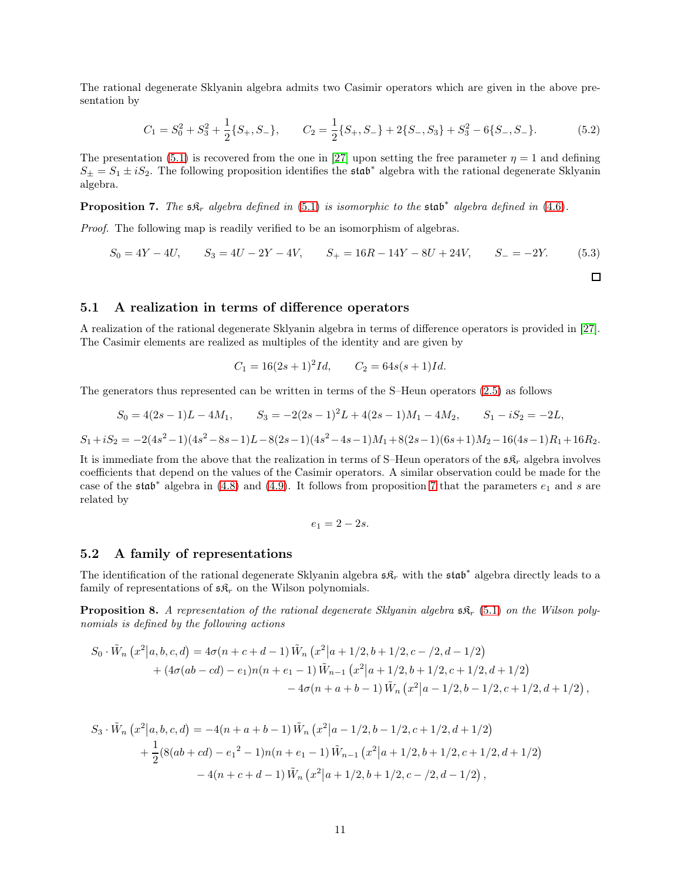The rational degenerate Sklyanin algebra admits two Casimir operators which are given in the above presentation by

$$C_1 = S_0^2 + S_3^2 + \frac{1}{2}\{S_+, S_-\}, \qquad C_2 = \frac{1}{2}\{S_+, S_-\} + 2\{S_-, S_3\} + S_3^2 - 6\{S_-, S_-\}. \tag{5.2}$$

The presentation (5.1) is recovered from the one in [27] upon setting the free parameter $\eta = 1$ and defining $S_\pm = S_1 \pm iS_2$. The following proposition identifies the $\mathfrak{stab}^*$ algebra with the rational degenerate Sklyanin algebra.

**Proposition 7.** *The $\mathfrak{sK}_r$ algebra defined in (5.1) is isomorphic to the $\mathfrak{stab}^*$ algebra defined in (4.6).*

*Proof.* The following map is readily verified to be an isomorphism of algebras.

$$S_0 = 4Y - 4U, \qquad S_3 = 4U - 2Y - 4V, \qquad S_+ = 16R - 14Y - 8U + 24V, \qquad S_- = -2Y. \tag{5.3}$$

□

### 5.1 A realization in terms of difference operators

A realization of the rational degenerate Sklyanin algebra in terms of difference operators is provided in [27]. The Casimir elements are realized as multiples of the identity and are given by

$$C_1 = 16(2s+1)^2 Id, \qquad C_2 = 64s(s+1)Id.$$

The generators thus represented can be written in terms of the S–Heun operators (2.5) as follows

$$S_0 = 4(2s-1)L - 4M_1, \qquad S_3 = -2(2s-1)^2 L + 4(2s-1)M_1 - 4M_2, \qquad S_1 - iS_2 = -2L,$$

$$S_1 + iS_2 = -2(4s^2-1)(4s^2-8s-1)L - 8(2s-1)(4s^2-4s-1)M_1 + 8(2s-1)(6s+1)M_2 - 16(4s-1)R_1 + 16R_2.$$

It is immediate from the above that the realization in terms of S–Heun operators of the $\mathfrak{sK}_r$ algebra involves coefficients that depend on the values of the Casimir operators. A similar observation could be made for the case of the $\mathfrak{stab}^*$ algebra in (4.8) and (4.9). It follows from proposition 7 that the parameters $e_1$ and $s$ are related by

$$e_1 = 2 - 2s.$$

### 5.2 A family of representations

The identification of the rational degenerate Sklyanin algebra $\mathfrak{sK}_r$ with the $\mathfrak{stab}^*$ algebra directly leads to a family of representations of $\mathfrak{sK}_r$ on the Wilson polynomials.

**Proposition 8.** *A representation of the rational degenerate Sklyanin algebra $\mathfrak{sK}_r$ (5.1) on the Wilson polynomials is defined by the following actions*

$$\begin{aligned}
S_0 \cdot \tilde{W}_n\left(x^2 \middle| a,b,c,d\right) &= 4\sigma(n+c+d-1)\,\tilde{W}_n\left(x^2 \middle| a+1/2, b+1/2, c-/2, d-1/2\right) \\
&\quad + (4\sigma(ab-cd) - e_1)n(n+e_1-1)\,\tilde{W}_{n-1}\left(x^2 \middle| a+1/2, b+1/2, c+1/2, d+1/2\right) \\
&\quad - 4\sigma(n+a+b-1)\,\tilde{W}_n\left(x^2 \middle| a-1/2, b-1/2, c+1/2, d+1/2\right),
\end{aligned}$$

$$\begin{aligned}
S_3 \cdot \tilde{W}_n\left(x^2 \middle| a,b,c,d\right) &= -4(n+a+b-1)\,\tilde{W}_n\left(x^2 \middle| a-1/2, b-1/2, c+1/2, d+1/2\right) \\
&\quad + \frac{1}{2}(8(ab+cd) - {e_1}^2 - 1)n(n+e_1-1)\,\tilde{W}_{n-1}\left(x^2 \middle| a+1/2, b+1/2, c+1/2, d+1/2\right) \\
&\quad - 4(n+c+d-1)\,\tilde{W}_n\left(x^2 \middle| a+1/2, b+1/2, c-/2, d-1/2\right),
\end{aligned}$$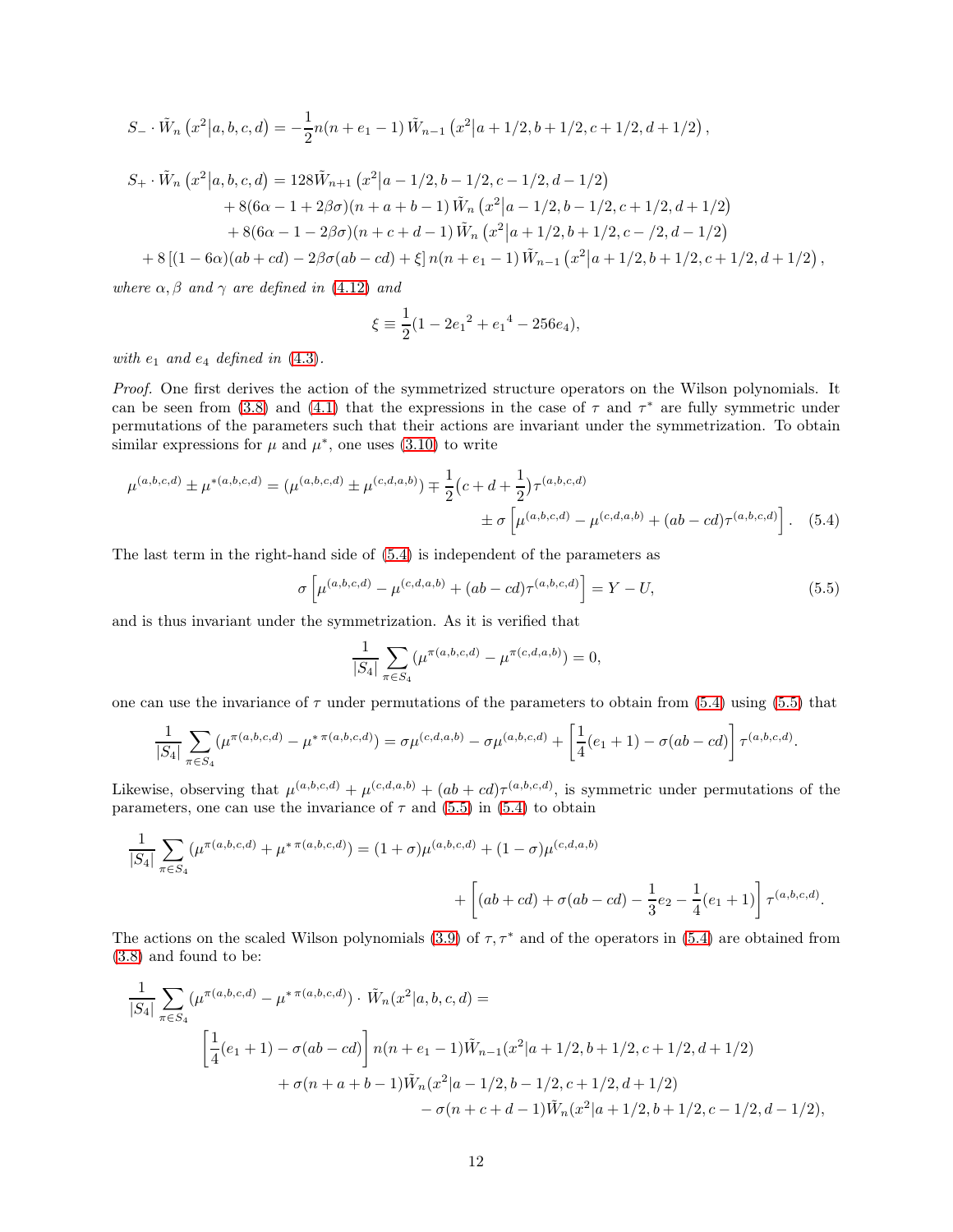$$S_- \cdot \tilde{W}_n\left(x^2\middle|a,b,c,d\right) = -\frac{1}{2}n(n+e_1-1)\,\tilde{W}_{n-1}\left(x^2\middle|a+1/2,b+1/2,c+1/2,d+1/2\right),$$

$$\begin{aligned}
S_+ \cdot \tilde{W}_n\left(x^2\middle|a,b,c,d\right) &= 128\tilde{W}_{n+1}\left(x^2\middle|a-1/2,b-1/2,c-1/2,d-1/2\right) \\
&\quad + 8(6\alpha-1+2\beta\sigma)(n+a+b-1)\,\tilde{W}_n\left(x^2\middle|a-1/2,b-1/2,c+1/2,d+1/2\right) \\
&\quad + 8(6\alpha-1-2\beta\sigma)(n+c+d-1)\,\tilde{W}_n\left(x^2\middle|a+1/2,b+1/2,c-/2,d-1/2\right) \\
&\quad + 8\left[(1-6\alpha)(ab+cd)-2\beta\sigma(ab-cd)+\xi\right]n(n+e_1-1)\,\tilde{W}_{n-1}\left(x^2\middle|a+1/2,b+1/2,c+1/2,d+1/2\right),
\end{aligned}$$

*where $\alpha, \beta$ and $\gamma$ are defined in (4.12) and*

$$\xi \equiv \frac{1}{2}(1-2{e_1}^2+{e_1}^4-256e_4),$$

*with $e_1$ and $e_4$ defined in (4.3).*

*Proof.* One first derives the action of the symmetrized structure operators on the Wilson polynomials. It can be seen from (3.8) and (4.1) that the expressions in the case of $\tau$ and $\tau^*$ are fully symmetric under permutations of the parameters such that their actions are invariant under the symmetrization. To obtain similar expressions for $\mu$ and $\mu^*$, one uses (3.10) to write

$$\mu^{(a,b,c,d)} \pm \mu^{*(a,b,c,d)} = (\mu^{(a,b,c,d)} \pm \mu^{(c,d,a,b)}) \mp \frac{1}{2}\big(c+d+\frac{1}{2}\big)\tau^{(a,b,c,d)} \pm \sigma\left[\mu^{(a,b,c,d)} - \mu^{(c,d,a,b)} + (ab-cd)\tau^{(a,b,c,d)}\right]. \quad (5.4)$$

The last term in the right-hand side of (5.4) is independent of the parameters as

$$\sigma\left[\mu^{(a,b,c,d)} - \mu^{(c,d,a,b)} + (ab-cd)\tau^{(a,b,c,d)}\right] = Y - U, \quad (5.5)$$

and is thus invariant under the symmetrization. As it is verified that

$$\frac{1}{|S_4|}\sum_{\pi\in S_4}(\mu^{\pi(a,b,c,d)} - \mu^{\pi(c,d,a,b)}) = 0,$$

one can use the invariance of $\tau$ under permutations of the parameters to obtain from (5.4) using (5.5) that

$$\frac{1}{|S_4|}\sum_{\pi\in S_4}(\mu^{\pi(a,b,c,d)} - \mu^{*\,\pi(a,b,c,d)}) = \sigma\mu^{(c,d,a,b)} - \sigma\mu^{(a,b,c,d)} + \left[\frac{1}{4}(e_1+1) - \sigma(ab-cd)\right]\tau^{(a,b,c,d)}.$$

Likewise, observing that $\mu^{(a,b,c,d)} + \mu^{(c,d,a,b)} + (ab+cd)\tau^{(a,b,c,d)}$, is symmetric under permutations of the parameters, one can use the invariance of $\tau$ and (5.5) in (5.4) to obtain

$$\frac{1}{|S_4|}\sum_{\pi\in S_4}(\mu^{\pi(a,b,c,d)} + \mu^{*\,\pi(a,b,c,d)}) = (1+\sigma)\mu^{(a,b,c,d)} + (1-\sigma)\mu^{(c,d,a,b)} + \left[(ab+cd) + \sigma(ab-cd) - \frac{1}{3}e_2 - \frac{1}{4}(e_1+1)\right]\tau^{(a,b,c,d)}.$$

The actions on the scaled Wilson polynomials (3.9) of $\tau, \tau^*$ and of the operators in (5.4) are obtained from (3.8) and found to be:

$$\begin{aligned}
\frac{1}{|S_4|}\sum_{\pi\in S_4}(\mu^{\pi(a,b,c,d)} - \mu^{*\,\pi(a,b,c,d)}) \cdot \tilde{W}_n(x^2|a,b,c,d) &= \\
\left[\frac{1}{4}(e_1+1) - \sigma(ab-cd)\right] & n(n+e_1-1)\tilde{W}_{n-1}(x^2|a+1/2,b+1/2,c+1/2,d+1/2) \\
&+ \sigma(n+a+b-1)\tilde{W}_n(x^2|a-1/2,b-1/2,c+1/2,d+1/2) \\
&- \sigma(n+c+d-1)\tilde{W}_n(x^2|a+1/2,b+1/2,c-1/2,d-1/2),
\end{aligned}$$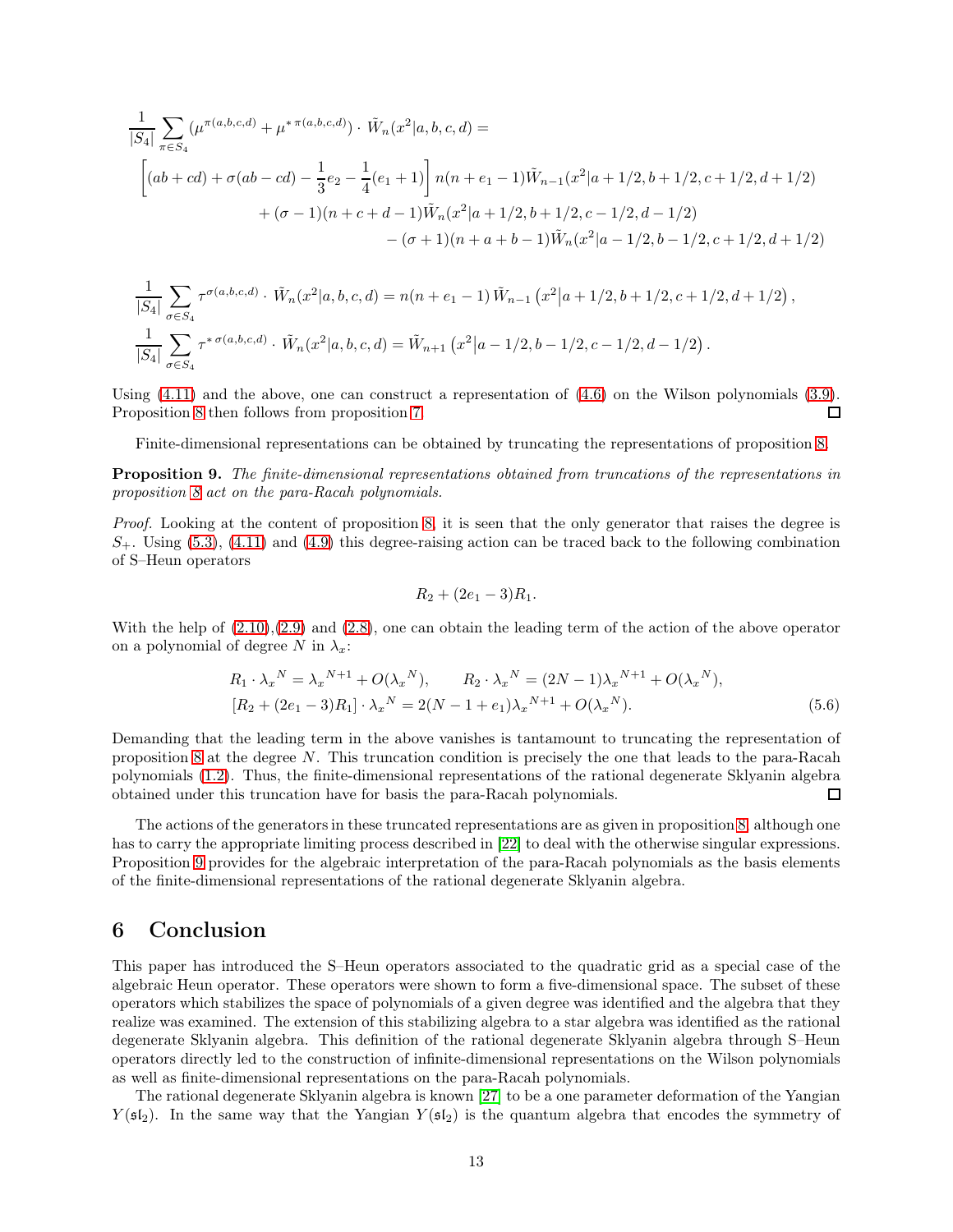$$
\frac{1}{|S_4|}\sum_{\pi\in S_4}(\mu^{\pi(a,b,c,d)}+\mu^{*\,\pi(a,b,c,d)})\cdot \tilde{W}_n(x^2|a,b,c,d) =
$$

$$
\left[(ab+cd)+\sigma(ab-cd)-\frac{1}{3}e_2-\frac{1}{4}(e_1+1)\right]n(n+e_1-1)\tilde{W}_{n-1}(x^2|a+1/2,b+1/2,c+1/2,d+1/2)
$$

$$
+(\sigma-1)(n+c+d-1)\tilde{W}_n(x^2|a+1/2,b+1/2,c-1/2,d-1/2)
$$

$$
-(\sigma+1)(n+a+b-1)\tilde{W}_n(x^2|a-1/2,b-1/2,c+1/2,d+1/2)
$$

$$
\frac{1}{|S_4|}\sum_{\sigma\in S_4}\tau^{\sigma(a,b,c,d)}\cdot \tilde{W}_n(x^2|a,b,c,d) = n(n+e_1-1)\,\tilde{W}_{n-1}\left(x^2\middle|a+1/2,b+1/2,c+1/2,d+1/2\right),
$$

$$
\frac{1}{|S_4|}\sum_{\sigma\in S_4}\tau^{*\,\sigma(a,b,c,d)}\cdot \tilde{W}_n(x^2|a,b,c,d) = \tilde{W}_{n+1}\left(x^2\middle|a-1/2,b-1/2,c-1/2,d-1/2\right).
$$

Using (4.11) and the above, one can construct a representation of (4.6) on the Wilson polynomials (3.9). Proposition 8 then follows from proposition 7. ◻

Finite-dimensional representations can be obtained by truncating the representations of proposition 8.

**Proposition 9.** *The finite-dimensional representations obtained from truncations of the representations in proposition 8 act on the para-Racah polynomials.*

*Proof.* Looking at the content of proposition 8, it is seen that the only generator that raises the degree is $S_+$. Using (5.3), (4.11) and (4.9) this degree-raising action can be traced back to the following combination of S–Heun operators

$$
R_2 + (2e_1 - 3)R_1.
$$

With the help of (2.10),(2.9) and (2.8), one can obtain the leading term of the action of the above operator on a polynomial of degree $N$ in $\lambda_x$:

$$
\begin{aligned}
&R_1\cdot{\lambda_x}^N = {\lambda_x}^{N+1} + O({\lambda_x}^N), \qquad R_2\cdot{\lambda_x}^N = (2N-1){\lambda_x}^{N+1} + O({\lambda_x}^N),\\
&[R_2+(2e_1-3)R_1]\cdot{\lambda_x}^N = 2(N-1+e_1){\lambda_x}^{N+1} + O({\lambda_x}^N).
\end{aligned}
\tag{5.6}
$$

Demanding that the leading term in the above vanishes is tantamount to truncating the representation of proposition 8 at the degree $N$. This truncation condition is precisely the one that leads to the para-Racah polynomials (1.2). Thus, the finite-dimensional representations of the rational degenerate Sklyanin algebra obtained under this truncation have for basis the para-Racah polynomials. ◻

The actions of the generators in these truncated representations are as given in proposition 8, although one has to carry the appropriate limiting process described in [22] to deal with the otherwise singular expressions. Proposition 9 provides for the algebraic interpretation of the para-Racah polynomials as the basis elements of the finite-dimensional representations of the rational degenerate Sklyanin algebra.

## 6 Conclusion

This paper has introduced the S–Heun operators associated to the quadratic grid as a special case of the algebraic Heun operator. These operators were shown to form a five-dimensional space. The subset of these operators which stabilizes the space of polynomials of a given degree was identified and the algebra that they realize was examined. The extension of this stabilizing algebra to a star algebra was identified as the rational degenerate Sklyanin algebra. This definition of the rational degenerate Sklyanin algebra through S–Heun operators directly led to the construction of infinite-dimensional representations on the Wilson polynomials as well as finite-dimensional representations on the para-Racah polynomials.

The rational degenerate Sklyanin algebra is known [27] to be a one parameter deformation of the Yangian $Y(\mathfrak{sl}_2)$. In the same way that the Yangian $Y(\mathfrak{sl}_2)$ is the quantum algebra that encodes the symmetry of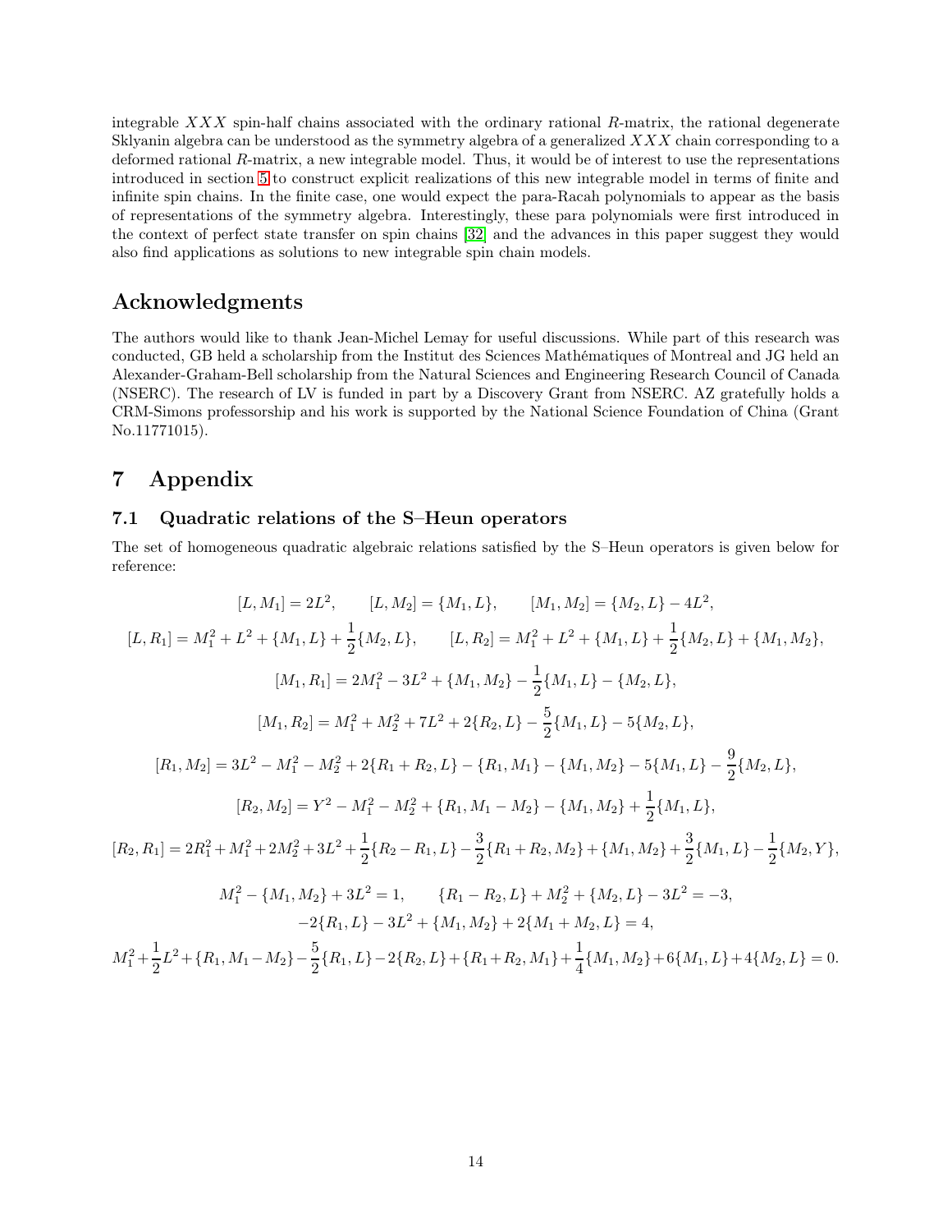integrable $XXX$ spin-half chains associated with the ordinary rational $R$-matrix, the rational degenerate Sklyanin algebra can be understood as the symmetry algebra of a generalized $XXX$ chain corresponding to a deformed rational $R$-matrix, a new integrable model. Thus, it would be of interest to use the representations introduced in section 5 to construct explicit realizations of this new integrable model in terms of finite and infinite spin chains. In the finite case, one would expect the para-Racah polynomials to appear as the basis of representations of the symmetry algebra. Interestingly, these para polynomials were first introduced in the context of perfect state transfer on spin chains [32] and the advances in this paper suggest they would also find applications as solutions to new integrable spin chain models.

## Acknowledgments

The authors would like to thank Jean-Michel Lemay for useful discussions. While part of this research was conducted, GB held a scholarship from the Institut des Sciences Mathématiques of Montreal and JG held an Alexander-Graham-Bell scholarship from the Natural Sciences and Engineering Research Council of Canada (NSERC). The research of LV is funded in part by a Discovery Grant from NSERC. AZ gratefully holds a CRM-Simons professorship and his work is supported by the National Science Foundation of China (Grant No.11771015).

# 7 Appendix

## 7.1 Quadratic relations of the S–Heun operators

The set of homogeneous quadratic algebraic relations satisfied by the S–Heun operators is given below for reference:

$$[L, M_1] = 2L^2, \qquad [L, M_2] = \{M_1, L\}, \qquad [M_1, M_2] = \{M_2, L\} - 4L^2,$$

$$[L, R_1] = M_1^2 + L^2 + \{M_1, L\} + \frac{1}{2}\{M_2, L\}, \qquad [L, R_2] = M_1^2 + L^2 + \{M_1, L\} + \frac{1}{2}\{M_2, L\} + \{M_1, M_2\},$$

$$[M_1, R_1] = 2M_1^2 - 3L^2 + \{M_1, M_2\} - \frac{1}{2}\{M_1, L\} - \{M_2, L\},$$

$$[M_1, R_2] = M_1^2 + M_2^2 + 7L^2 + 2\{R_2, L\} - \frac{5}{2}\{M_1, L\} - 5\{M_2, L\},$$

$$[R_1, M_2] = 3L^2 - M_1^2 - M_2^2 + 2\{R_1 + R_2, L\} - \{R_1, M_1\} - \{M_1, M_2\} - 5\{M_1, L\} - \frac{9}{2}\{M_2, L\},$$

$$[R_2, M_2] = Y^2 - M_1^2 - M_2^2 + \{R_1, M_1 - M_2\} - \{M_1, M_2\} + \frac{1}{2}\{M_1, L\},$$

$$[R_2, R_1] = 2R_1^2 + M_1^2 + 2M_2^2 + 3L^2 + \frac{1}{2}\{R_2 - R_1, L\} - \frac{3}{2}\{R_1 + R_2, M_2\} + \{M_1, M_2\} + \frac{3}{2}\{M_1, L\} - \frac{1}{2}\{M_2, Y\},$$

$$M_1^2 - \{M_1, M_2\} + 3L^2 = 1, \qquad \{R_1 - R_2, L\} + M_2^2 + \{M_2, L\} - 3L^2 = -3,$$

$$-2\{R_1, L\} - 3L^2 + \{M_1, M_2\} + 2\{M_1 + M_2, L\} = 4,$$

$$M_1^2 + \frac{1}{2}L^2 + \{R_1, M_1 - M_2\} - \frac{5}{2}\{R_1, L\} - 2\{R_2, L\} + \{R_1 + R_2, M_1\} + \frac{1}{4}\{M_1, M_2\} + 6\{M_1, L\} + 4\{M_2, L\} = 0.$$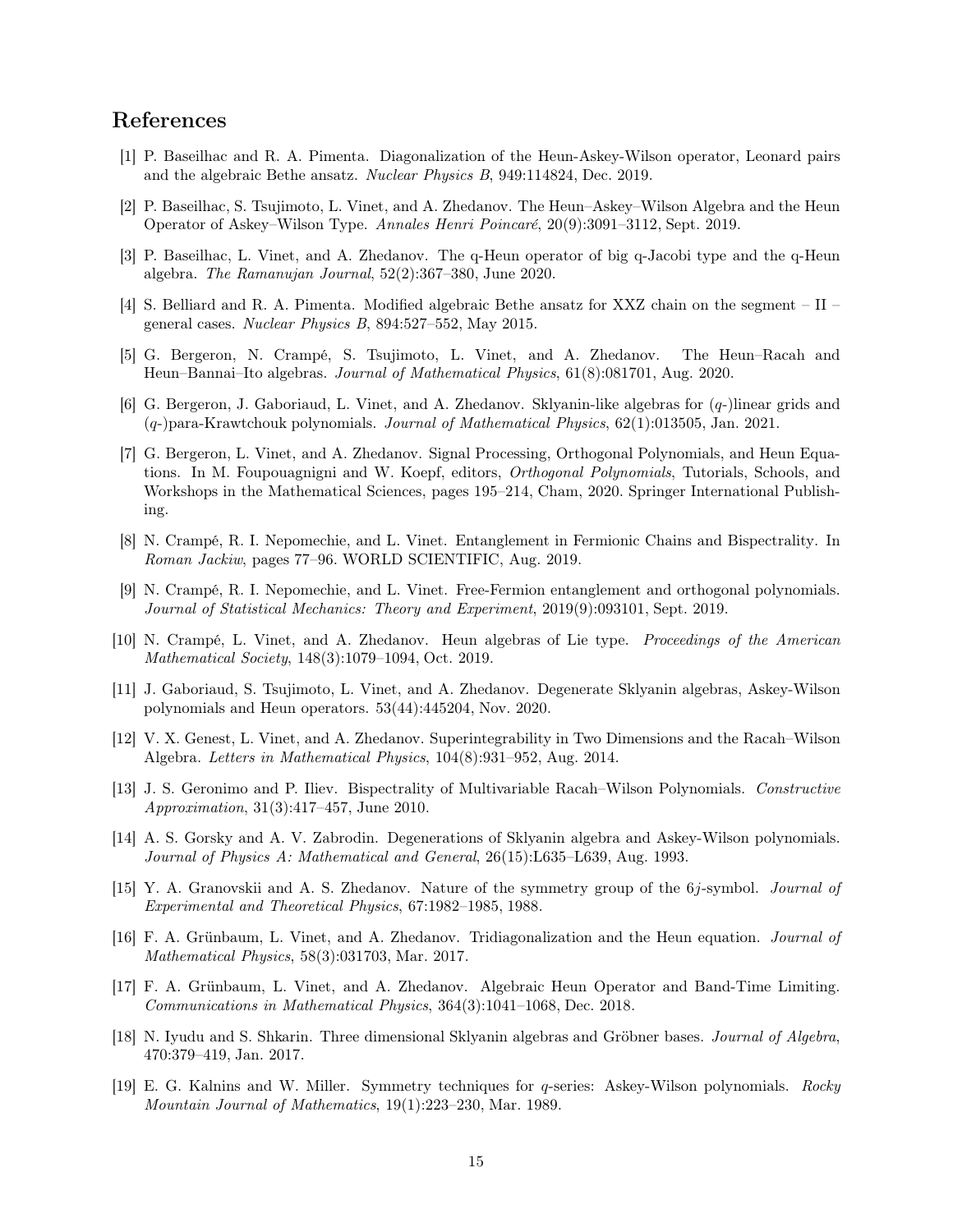## References

[1] P. Baseilhac and R. A. Pimenta. Diagonalization of the Heun-Askey-Wilson operator, Leonard pairs and the algebraic Bethe ansatz. *Nuclear Physics B*, 949:114824, Dec. 2019.

[2] P. Baseilhac, S. Tsujimoto, L. Vinet, and A. Zhedanov. The Heun–Askey–Wilson Algebra and the Heun Operator of Askey–Wilson Type. *Annales Henri Poincaré*, 20(9):3091–3112, Sept. 2019.

[3] P. Baseilhac, L. Vinet, and A. Zhedanov. The q-Heun operator of big q-Jacobi type and the q-Heun algebra. *The Ramanujan Journal*, 52(2):367–380, June 2020.

[4] S. Belliard and R. A. Pimenta. Modified algebraic Bethe ansatz for XXZ chain on the segment – II – general cases. *Nuclear Physics B*, 894:527–552, May 2015.

[5] G. Bergeron, N. Crampé, S. Tsujimoto, L. Vinet, and A. Zhedanov. The Heun–Racah and Heun–Bannai–Ito algebras. *Journal of Mathematical Physics*, 61(8):081701, Aug. 2020.

[6] G. Bergeron, J. Gaboriaud, L. Vinet, and A. Zhedanov. Sklyanin-like algebras for ($q$-)linear grids and ($q$-)para-Krawtchouk polynomials. *Journal of Mathematical Physics*, 62(1):013505, Jan. 2021.

[7] G. Bergeron, L. Vinet, and A. Zhedanov. Signal Processing, Orthogonal Polynomials, and Heun Equations. In M. Foupouagnigni and W. Koepf, editors, *Orthogonal Polynomials*, Tutorials, Schools, and Workshops in the Mathematical Sciences, pages 195–214, Cham, 2020. Springer International Publishing.

[8] N. Crampé, R. I. Nepomechie, and L. Vinet. Entanglement in Fermionic Chains and Bispectrality. In *Roman Jackiw*, pages 77–96. WORLD SCIENTIFIC, Aug. 2019.

[9] N. Crampé, R. I. Nepomechie, and L. Vinet. Free-Fermion entanglement and orthogonal polynomials. *Journal of Statistical Mechanics: Theory and Experiment*, 2019(9):093101, Sept. 2019.

[10] N. Crampé, L. Vinet, and A. Zhedanov. Heun algebras of Lie type. *Proceedings of the American Mathematical Society*, 148(3):1079–1094, Oct. 2019.

[11] J. Gaboriaud, S. Tsujimoto, L. Vinet, and A. Zhedanov. Degenerate Sklyanin algebras, Askey-Wilson polynomials and Heun operators. 53(44):445204, Nov. 2020.

[12] V. X. Genest, L. Vinet, and A. Zhedanov. Superintegrability in Two Dimensions and the Racah–Wilson Algebra. *Letters in Mathematical Physics*, 104(8):931–952, Aug. 2014.

[13] J. S. Geronimo and P. Iliev. Bispectrality of Multivariable Racah–Wilson Polynomials. *Constructive Approximation*, 31(3):417–457, June 2010.

[14] A. S. Gorsky and A. V. Zabrodin. Degenerations of Sklyanin algebra and Askey-Wilson polynomials. *Journal of Physics A: Mathematical and General*, 26(15):L635–L639, Aug. 1993.

[15] Y. A. Granovskii and A. S. Zhedanov. Nature of the symmetry group of the 6$j$-symbol. *Journal of Experimental and Theoretical Physics*, 67:1982–1985, 1988.

[16] F. A. Grünbaum, L. Vinet, and A. Zhedanov. Tridiagonalization and the Heun equation. *Journal of Mathematical Physics*, 58(3):031703, Mar. 2017.

[17] F. A. Grünbaum, L. Vinet, and A. Zhedanov. Algebraic Heun Operator and Band-Time Limiting. *Communications in Mathematical Physics*, 364(3):1041–1068, Dec. 2018.

[18] N. Iyudu and S. Shkarin. Three dimensional Sklyanin algebras and Gröbner bases. *Journal of Algebra*, 470:379–419, Jan. 2017.

[19] E. G. Kalnins and W. Miller. Symmetry techniques for $q$-series: Askey-Wilson polynomials. *Rocky Mountain Journal of Mathematics*, 19(1):223–230, Mar. 1989.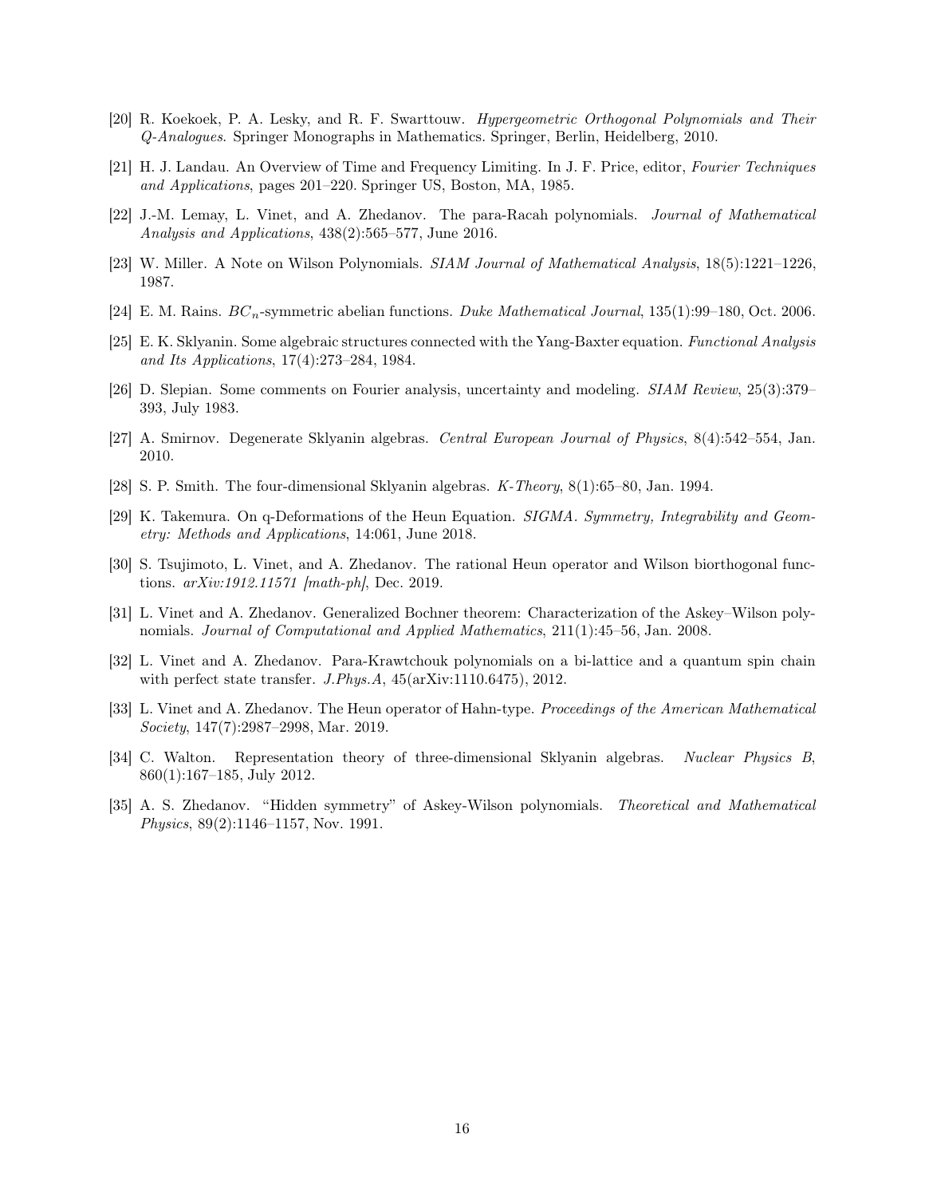[20] R. Koekoek, P. A. Lesky, and R. F. Swarttouw. *Hypergeometric Orthogonal Polynomials and Their Q-Analogues.* Springer Monographs in Mathematics. Springer, Berlin, Heidelberg, 2010.

[21] H. J. Landau. An Overview of Time and Frequency Limiting. In J. F. Price, editor, *Fourier Techniques and Applications*, pages 201–220. Springer US, Boston, MA, 1985.

[22] J.-M. Lemay, L. Vinet, and A. Zhedanov. The para-Racah polynomials. *Journal of Mathematical Analysis and Applications*, 438(2):565–577, June 2016.

[23] W. Miller. A Note on Wilson Polynomials. *SIAM Journal of Mathematical Analysis*, 18(5):1221–1226, 1987.

[24] E. M. Rains. $BC_n$-symmetric abelian functions. *Duke Mathematical Journal*, 135(1):99–180, Oct. 2006.

[25] E. K. Sklyanin. Some algebraic structures connected with the Yang-Baxter equation. *Functional Analysis and Its Applications*, 17(4):273–284, 1984.

[26] D. Slepian. Some comments on Fourier analysis, uncertainty and modeling. *SIAM Review*, 25(3):379–393, July 1983.

[27] A. Smirnov. Degenerate Sklyanin algebras. *Central European Journal of Physics*, 8(4):542–554, Jan. 2010.

[28] S. P. Smith. The four-dimensional Sklyanin algebras. *K-Theory*, 8(1):65–80, Jan. 1994.

[29] K. Takemura. On q-Deformations of the Heun Equation. *SIGMA. Symmetry, Integrability and Geometry: Methods and Applications*, 14:061, June 2018.

[30] S. Tsujimoto, L. Vinet, and A. Zhedanov. The rational Heun operator and Wilson biorthogonal functions. *arXiv:1912.11571 [math-ph]*, Dec. 2019.

[31] L. Vinet and A. Zhedanov. Generalized Bochner theorem: Characterization of the Askey–Wilson polynomials. *Journal of Computational and Applied Mathematics*, 211(1):45–56, Jan. 2008.

[32] L. Vinet and A. Zhedanov. Para-Krawtchouk polynomials on a bi-lattice and a quantum spin chain with perfect state transfer. *J.Phys.A*, 45(arXiv:1110.6475), 2012.

[33] L. Vinet and A. Zhedanov. The Heun operator of Hahn-type. *Proceedings of the American Mathematical Society*, 147(7):2987–2998, Mar. 2019.

[34] C. Walton. Representation theory of three-dimensional Sklyanin algebras. *Nuclear Physics B*, 860(1):167–185, July 2012.

[35] A. S. Zhedanov. "Hidden symmetry" of Askey-Wilson polynomials. *Theoretical and Mathematical Physics*, 89(2):1146–1157, Nov. 1991.